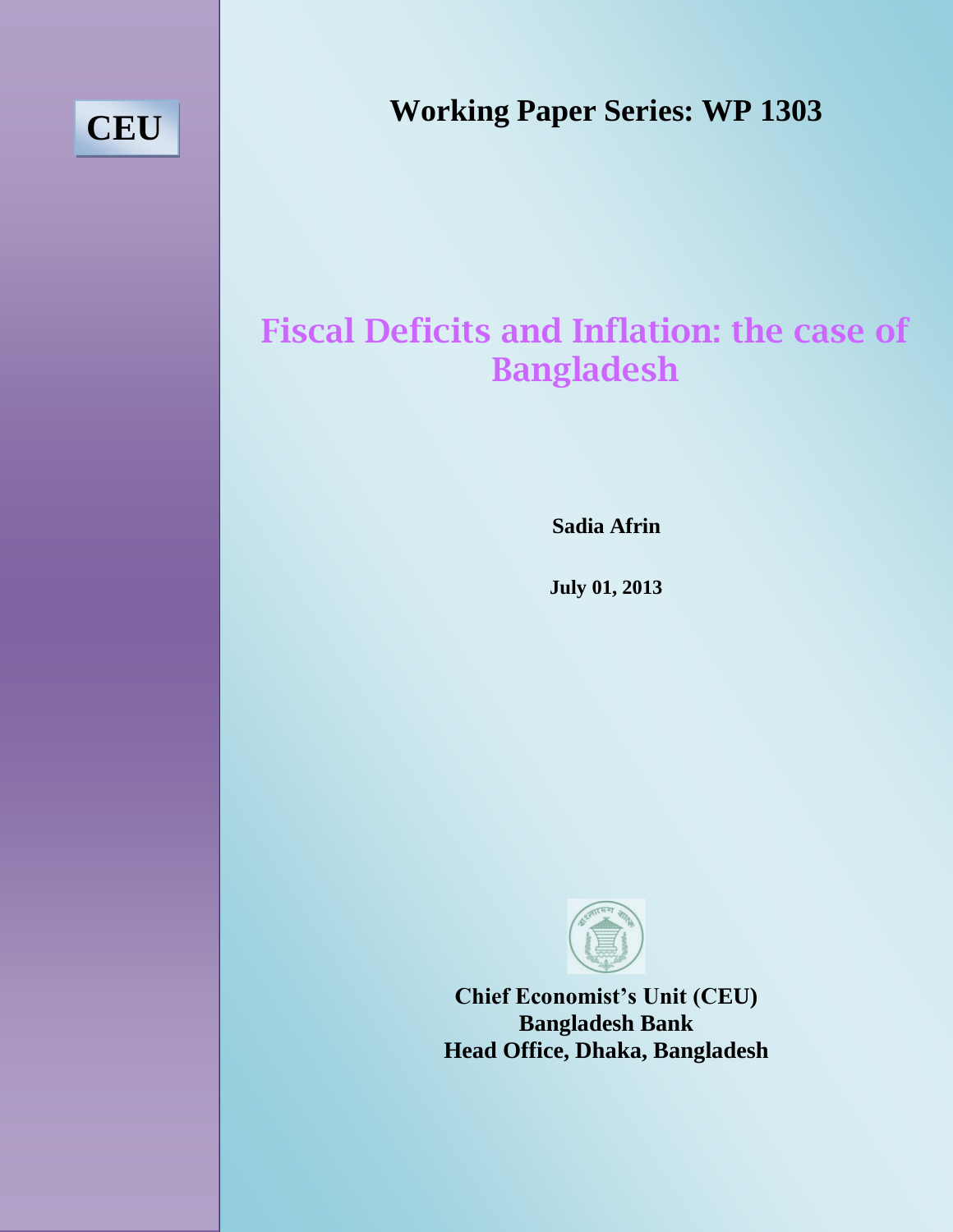CEU

**Working Paper Series: WP 1303**

# Fiscal Deficits and Inflation: the case of Bangladesh

**Sadia Afrin**

**July 01, 2013**

**Chief Economist's Unit (CEU)**
**Bangladesh Bank**
**Head Office, Dhaka, Bangladesh**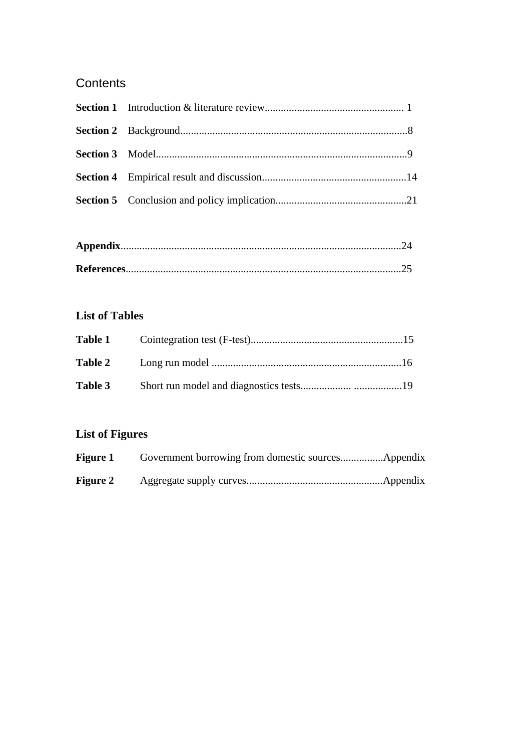## Contents

**Section 1** Introduction & literature review.................................................... 1

**Section 2** Background.....................................................................................8

**Section 3** Model..............................................................................................9

**Section 4** Empirical result and discussion......................................................14

**Section 5** Conclusion and policy implication.................................................21

**Appendix**.........................................................................................................24

**References**.......................................................................................................25

### List of Tables

**Table 1** Cointegration test (F-test)..........................................................15

**Table 2** Long run model .......................................................................16

**Table 3** Short run model and diagnostics tests.................... ..................19

### List of Figures

**Figure 1** Government borrowing from domestic sources................Appendix

**Figure 2** Aggregate supply curves...................................................Appendix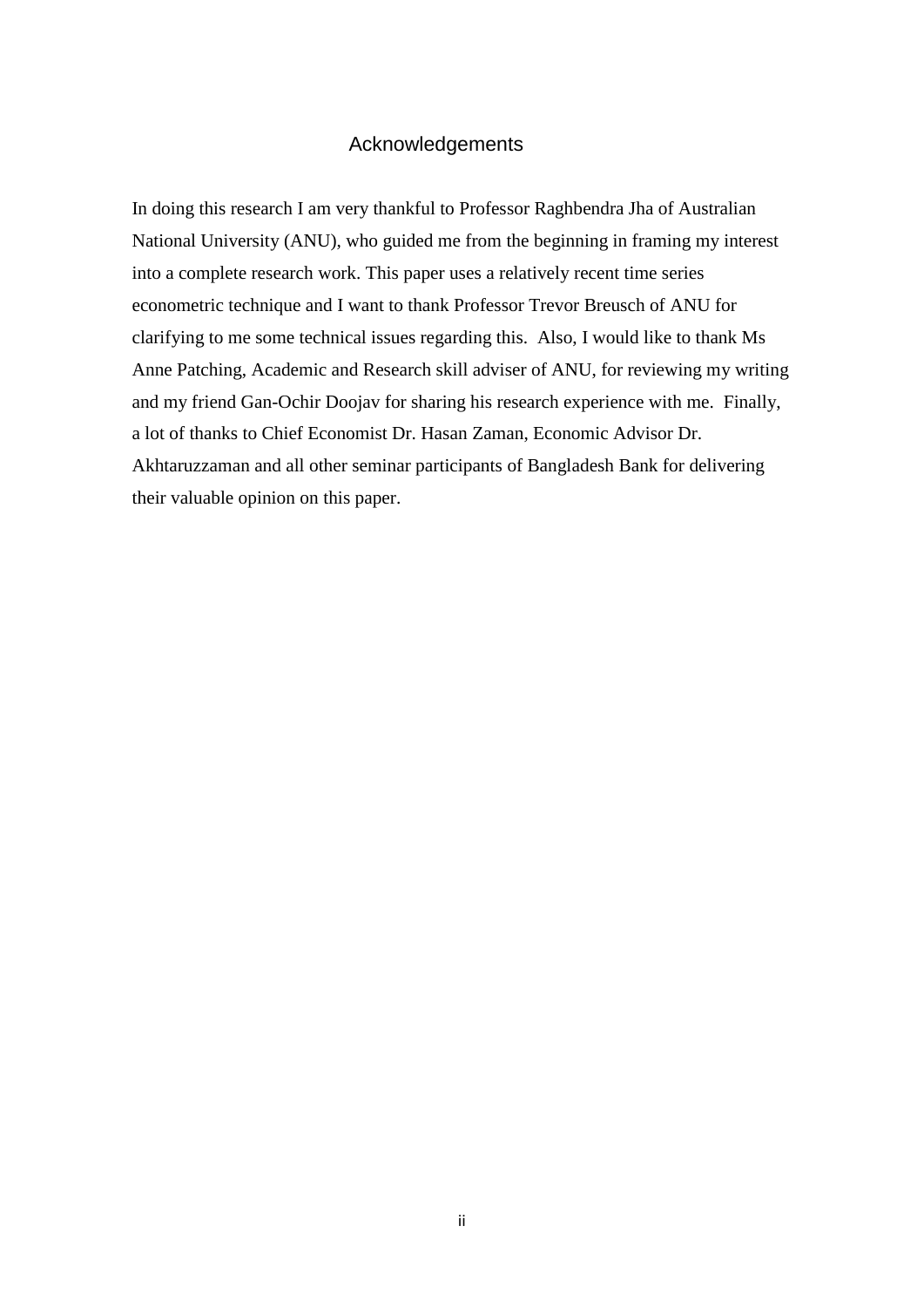# Acknowledgements

In doing this research I am very thankful to Professor Raghbendra Jha of Australian National University (ANU), who guided me from the beginning in framing my interest into a complete research work. This paper uses a relatively recent time series econometric technique and I want to thank Professor Trevor Breusch of ANU for clarifying to me some technical issues regarding this. Also, I would like to thank Ms Anne Patching, Academic and Research skill adviser of ANU, for reviewing my writing and my friend Gan-Ochir Doojav for sharing his research experience with me. Finally, a lot of thanks to Chief Economist Dr. Hasan Zaman, Economic Advisor Dr. Akhtaruzzaman and all other seminar participants of Bangladesh Bank for delivering their valuable opinion on this paper.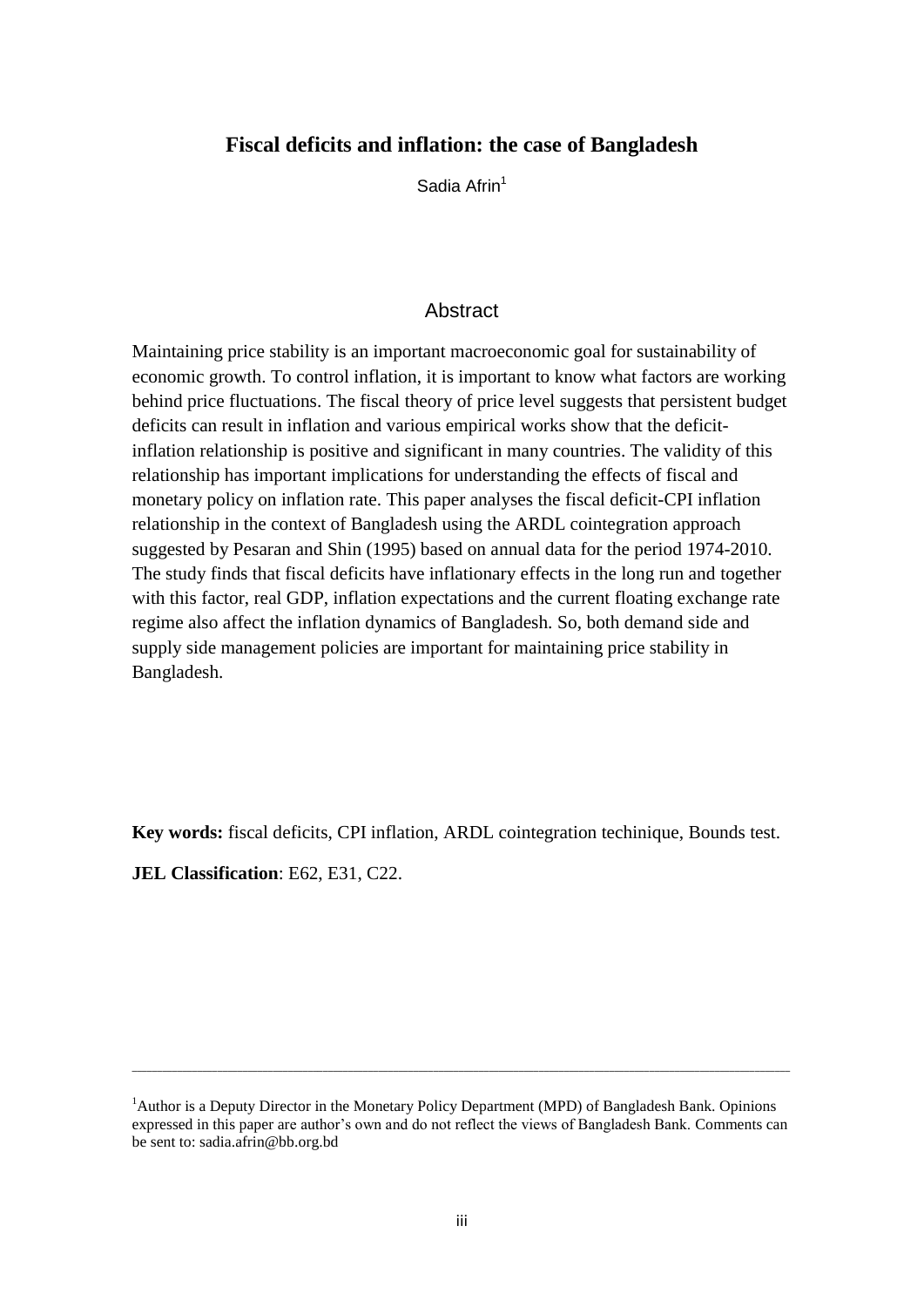# Fiscal deficits and inflation: the case of Bangladesh

Sadia Afrin[1]

## Abstract

Maintaining price stability is an important macroeconomic goal for sustainability of economic growth. To control inflation, it is important to know what factors are working behind price fluctuations. The fiscal theory of price level suggests that persistent budget deficits can result in inflation and various empirical works show that the deficit-inflation relationship is positive and significant in many countries. The validity of this relationship has important implications for understanding the effects of fiscal and monetary policy on inflation rate. This paper analyses the fiscal deficit-CPI inflation relationship in the context of Bangladesh using the ARDL cointegration approach suggested by Pesaran and Shin (1995) based on annual data for the period 1974-2010. The study finds that fiscal deficits have inflationary effects in the long run and together with this factor, real GDP, inflation expectations and the current floating exchange rate regime also affect the inflation dynamics of Bangladesh. So, both demand side and supply side management policies are important for maintaining price stability in Bangladesh.

**Key words:** fiscal deficits, CPI inflation, ARDL cointegration techinique, Bounds test.

**JEL Classification**: E62, E31, C22.

---

[1]Author is a Deputy Director in the Monetary Policy Department (MPD) of Bangladesh Bank. Opinions expressed in this paper are author's own and do not reflect the views of Bangladesh Bank. Comments can be sent to: sadia.afrin@bb.org.bd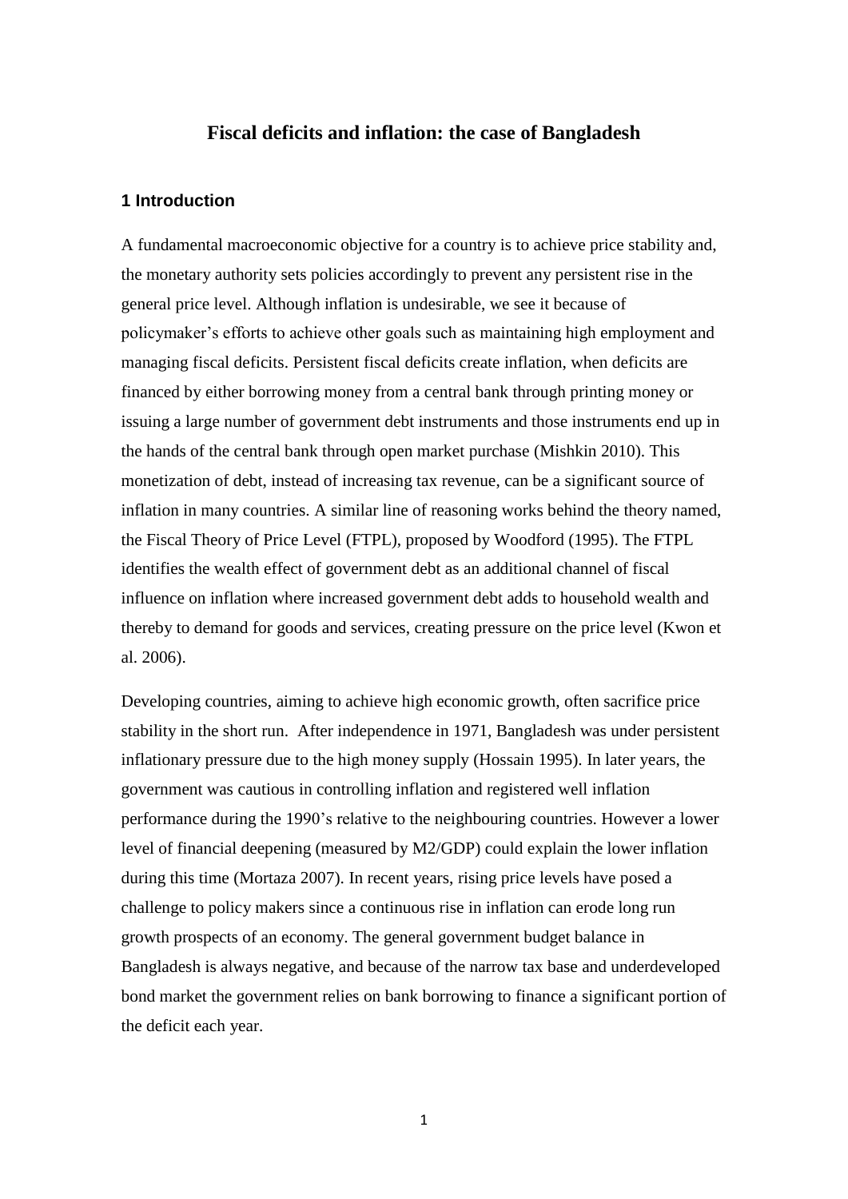# Fiscal deficits and inflation: the case of Bangladesh

## 1 Introduction

A fundamental macroeconomic objective for a country is to achieve price stability and, the monetary authority sets policies accordingly to prevent any persistent rise in the general price level. Although inflation is undesirable, we see it because of policymaker's efforts to achieve other goals such as maintaining high employment and managing fiscal deficits. Persistent fiscal deficits create inflation, when deficits are financed by either borrowing money from a central bank through printing money or issuing a large number of government debt instruments and those instruments end up in the hands of the central bank through open market purchase (Mishkin 2010). This monetization of debt, instead of increasing tax revenue, can be a significant source of inflation in many countries. A similar line of reasoning works behind the theory named, the Fiscal Theory of Price Level (FTPL), proposed by Woodford (1995). The FTPL identifies the wealth effect of government debt as an additional channel of fiscal influence on inflation where increased government debt adds to household wealth and thereby to demand for goods and services, creating pressure on the price level (Kwon et al. 2006).

Developing countries, aiming to achieve high economic growth, often sacrifice price stability in the short run. After independence in 1971, Bangladesh was under persistent inflationary pressure due to the high money supply (Hossain 1995). In later years, the government was cautious in controlling inflation and registered well inflation performance during the 1990's relative to the neighbouring countries. However a lower level of financial deepening (measured by M2/GDP) could explain the lower inflation during this time (Mortaza 2007). In recent years, rising price levels have posed a challenge to policy makers since a continuous rise in inflation can erode long run growth prospects of an economy. The general government budget balance in Bangladesh is always negative, and because of the narrow tax base and underdeveloped bond market the government relies on bank borrowing to finance a significant portion of the deficit each year.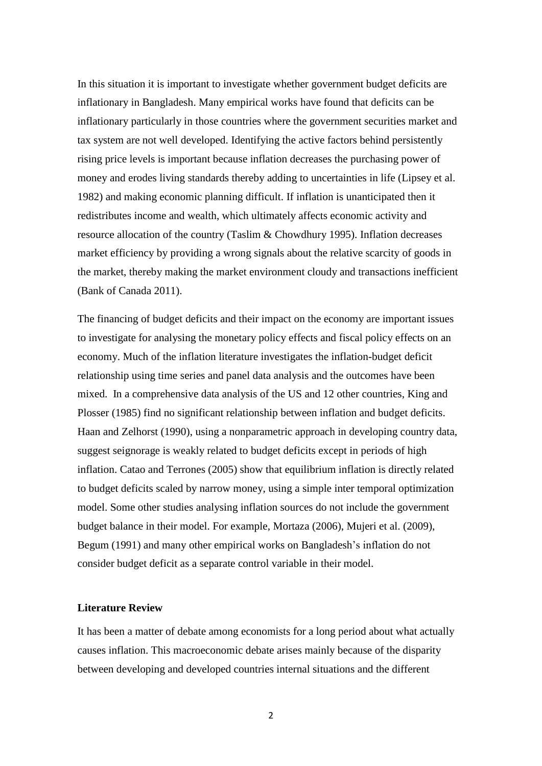In this situation it is important to investigate whether government budget deficits are inflationary in Bangladesh. Many empirical works have found that deficits can be inflationary particularly in those countries where the government securities market and tax system are not well developed. Identifying the active factors behind persistently rising price levels is important because inflation decreases the purchasing power of money and erodes living standards thereby adding to uncertainties in life (Lipsey et al. 1982) and making economic planning difficult. If inflation is unanticipated then it redistributes income and wealth, which ultimately affects economic activity and resource allocation of the country (Taslim & Chowdhury 1995). Inflation decreases market efficiency by providing a wrong signals about the relative scarcity of goods in the market, thereby making the market environment cloudy and transactions inefficient (Bank of Canada 2011).

The financing of budget deficits and their impact on the economy are important issues to investigate for analysing the monetary policy effects and fiscal policy effects on an economy. Much of the inflation literature investigates the inflation-budget deficit relationship using time series and panel data analysis and the outcomes have been mixed. In a comprehensive data analysis of the US and 12 other countries, King and Plosser (1985) find no significant relationship between inflation and budget deficits. Haan and Zelhorst (1990), using a nonparametric approach in developing country data, suggest seignorage is weakly related to budget deficits except in periods of high inflation. Catao and Terrones (2005) show that equilibrium inflation is directly related to budget deficits scaled by narrow money, using a simple inter temporal optimization model. Some other studies analysing inflation sources do not include the government budget balance in their model. For example, Mortaza (2006), Mujeri et al. (2009), Begum (1991) and many other empirical works on Bangladesh's inflation do not consider budget deficit as a separate control variable in their model.

## Literature Review

It has been a matter of debate among economists for a long period about what actually causes inflation. This macroeconomic debate arises mainly because of the disparity between developing and developed countries internal situations and the different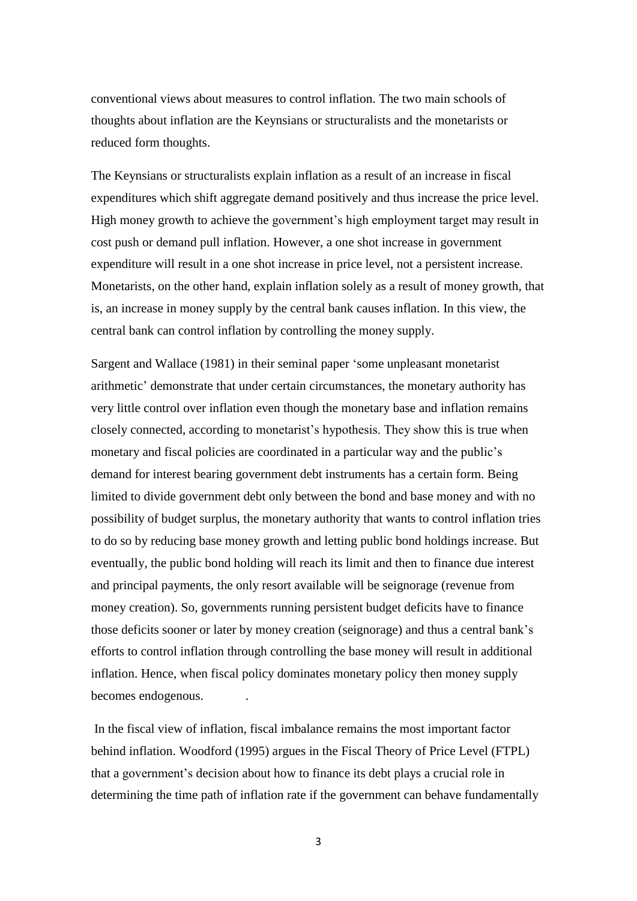conventional views about measures to control inflation. The two main schools of thoughts about inflation are the Keynsians or structuralists and the monetarists or reduced form thoughts.

The Keynsians or structuralists explain inflation as a result of an increase in fiscal expenditures which shift aggregate demand positively and thus increase the price level. High money growth to achieve the government's high employment target may result in cost push or demand pull inflation. However, a one shot increase in government expenditure will result in a one shot increase in price level, not a persistent increase. Monetarists, on the other hand, explain inflation solely as a result of money growth, that is, an increase in money supply by the central bank causes inflation. In this view, the central bank can control inflation by controlling the money supply.

Sargent and Wallace (1981) in their seminal paper 'some unpleasant monetarist arithmetic' demonstrate that under certain circumstances, the monetary authority has very little control over inflation even though the monetary base and inflation remains closely connected, according to monetarist's hypothesis. They show this is true when monetary and fiscal policies are coordinated in a particular way and the public's demand for interest bearing government debt instruments has a certain form. Being limited to divide government debt only between the bond and base money and with no possibility of budget surplus, the monetary authority that wants to control inflation tries to do so by reducing base money growth and letting public bond holdings increase. But eventually, the public bond holding will reach its limit and then to finance due interest and principal payments, the only resort available will be seignorage (revenue from money creation). So, governments running persistent budget deficits have to finance those deficits sooner or later by money creation (seignorage) and thus a central bank's efforts to control inflation through controlling the base money will result in additional inflation. Hence, when fiscal policy dominates monetary policy then money supply becomes endogenous.

In the fiscal view of inflation, fiscal imbalance remains the most important factor behind inflation. Woodford (1995) argues in the Fiscal Theory of Price Level (FTPL) that a government's decision about how to finance its debt plays a crucial role in determining the time path of inflation rate if the government can behave fundamentally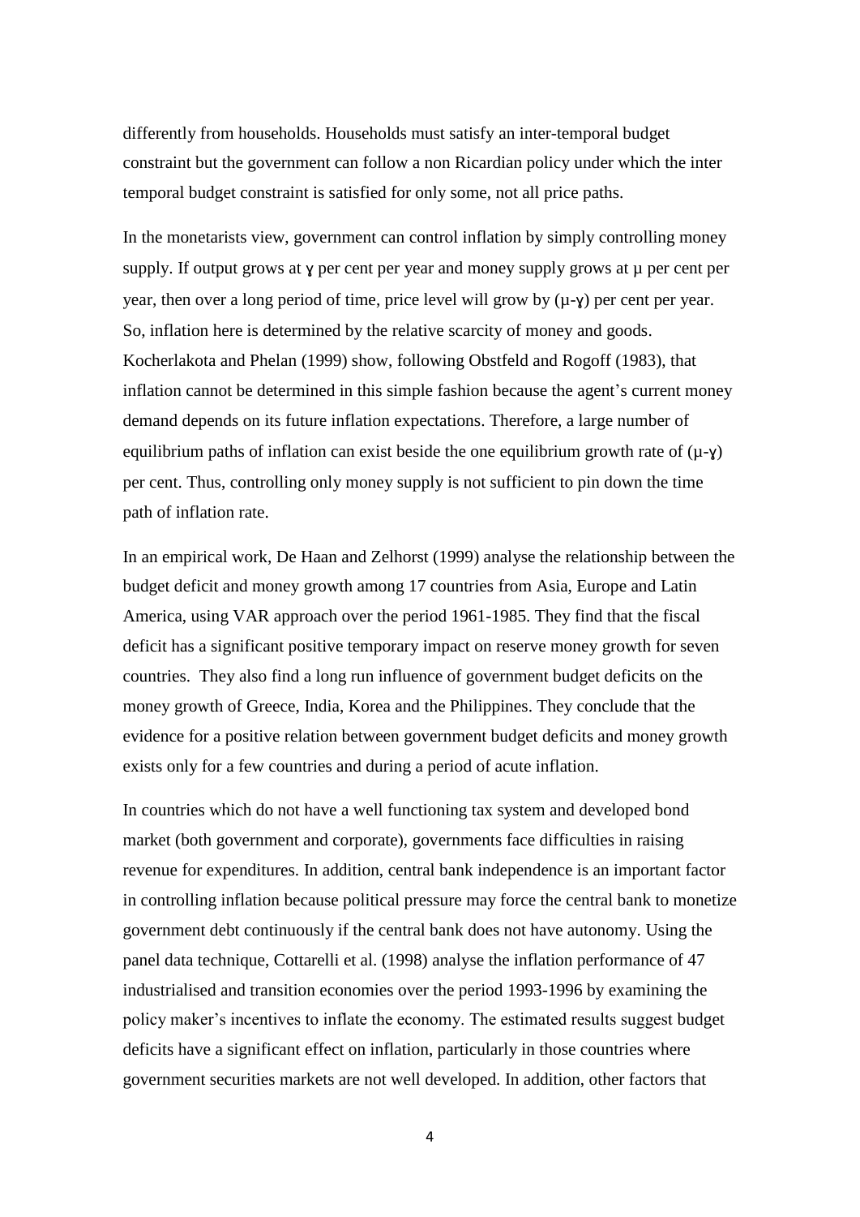differently from households. Households must satisfy an inter-temporal budget constraint but the government can follow a non Ricardian policy under which the inter temporal budget constraint is satisfied for only some, not all price paths.

In the monetarists view, government can control inflation by simply controlling money supply. If output grows at $\gamma$ per cent per year and money supply grows at $\mu$ per cent per year, then over a long period of time, price level will grow by $(\mu-\gamma)$ per cent per year. So, inflation here is determined by the relative scarcity of money and goods. Kocherlakota and Phelan (1999) show, following Obstfeld and Rogoff (1983), that inflation cannot be determined in this simple fashion because the agent's current money demand depends on its future inflation expectations. Therefore, a large number of equilibrium paths of inflation can exist beside the one equilibrium growth rate of $(\mu-\gamma)$ per cent. Thus, controlling only money supply is not sufficient to pin down the time path of inflation rate.

In an empirical work, De Haan and Zelhorst (1999) analyse the relationship between the budget deficit and money growth among 17 countries from Asia, Europe and Latin America, using VAR approach over the period 1961-1985. They find that the fiscal deficit has a significant positive temporary impact on reserve money growth for seven countries. They also find a long run influence of government budget deficits on the money growth of Greece, India, Korea and the Philippines. They conclude that the evidence for a positive relation between government budget deficits and money growth exists only for a few countries and during a period of acute inflation.

In countries which do not have a well functioning tax system and developed bond market (both government and corporate), governments face difficulties in raising revenue for expenditures. In addition, central bank independence is an important factor in controlling inflation because political pressure may force the central bank to monetize government debt continuously if the central bank does not have autonomy. Using the panel data technique, Cottarelli et al. (1998) analyse the inflation performance of 47 industrialised and transition economies over the period 1993-1996 by examining the policy maker's incentives to inflate the economy. The estimated results suggest budget deficits have a significant effect on inflation, particularly in those countries where government securities markets are not well developed. In addition, other factors that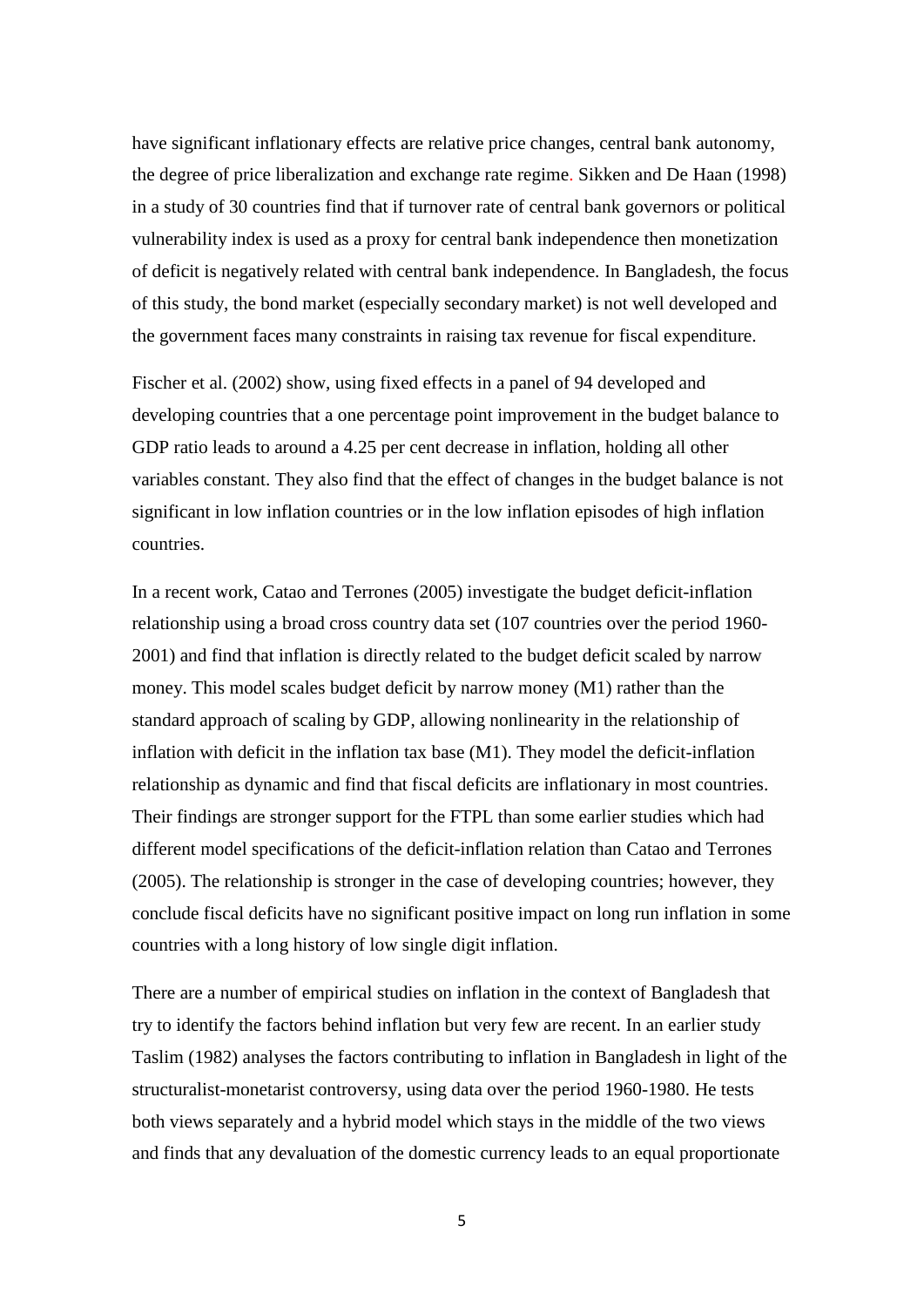have significant inflationary effects are relative price changes, central bank autonomy, the degree of price liberalization and exchange rate regime. Sikken and De Haan (1998) in a study of 30 countries find that if turnover rate of central bank governors or political vulnerability index is used as a proxy for central bank independence then monetization of deficit is negatively related with central bank independence. In Bangladesh, the focus of this study, the bond market (especially secondary market) is not well developed and the government faces many constraints in raising tax revenue for fiscal expenditure.

Fischer et al. (2002) show, using fixed effects in a panel of 94 developed and developing countries that a one percentage point improvement in the budget balance to GDP ratio leads to around a 4.25 per cent decrease in inflation, holding all other variables constant. They also find that the effect of changes in the budget balance is not significant in low inflation countries or in the low inflation episodes of high inflation countries.

In a recent work, Catao and Terrones (2005) investigate the budget deficit-inflation relationship using a broad cross country data set (107 countries over the period 1960-2001) and find that inflation is directly related to the budget deficit scaled by narrow money. This model scales budget deficit by narrow money (M1) rather than the standard approach of scaling by GDP, allowing nonlinearity in the relationship of inflation with deficit in the inflation tax base (M1). They model the deficit-inflation relationship as dynamic and find that fiscal deficits are inflationary in most countries. Their findings are stronger support for the FTPL than some earlier studies which had different model specifications of the deficit-inflation relation than Catao and Terrones (2005). The relationship is stronger in the case of developing countries; however, they conclude fiscal deficits have no significant positive impact on long run inflation in some countries with a long history of low single digit inflation.

There are a number of empirical studies on inflation in the context of Bangladesh that try to identify the factors behind inflation but very few are recent. In an earlier study Taslim (1982) analyses the factors contributing to inflation in Bangladesh in light of the structuralist-monetarist controversy, using data over the period 1960-1980. He tests both views separately and a hybrid model which stays in the middle of the two views and finds that any devaluation of the domestic currency leads to an equal proportionate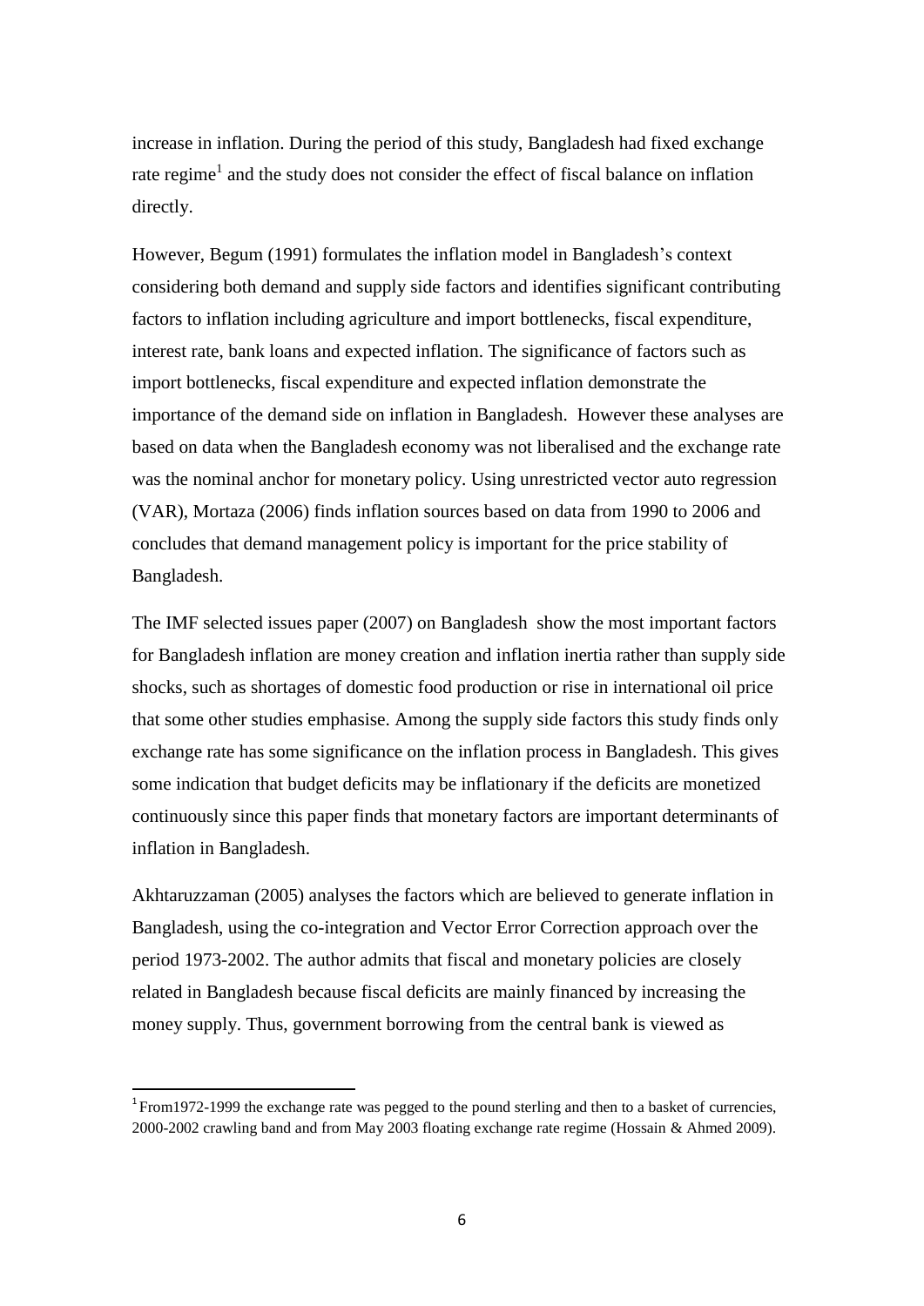increase in inflation. During the period of this study, Bangladesh had fixed exchange rate regime[1] and the study does not consider the effect of fiscal balance on inflation directly.

However, Begum (1991) formulates the inflation model in Bangladesh's context considering both demand and supply side factors and identifies significant contributing factors to inflation including agriculture and import bottlenecks, fiscal expenditure, interest rate, bank loans and expected inflation. The significance of factors such as import bottlenecks, fiscal expenditure and expected inflation demonstrate the importance of the demand side on inflation in Bangladesh. However these analyses are based on data when the Bangladesh economy was not liberalised and the exchange rate was the nominal anchor for monetary policy. Using unrestricted vector auto regression (VAR), Mortaza (2006) finds inflation sources based on data from 1990 to 2006 and concludes that demand management policy is important for the price stability of Bangladesh.

The IMF selected issues paper (2007) on Bangladesh show the most important factors for Bangladesh inflation are money creation and inflation inertia rather than supply side shocks, such as shortages of domestic food production or rise in international oil price that some other studies emphasise. Among the supply side factors this study finds only exchange rate has some significance on the inflation process in Bangladesh. This gives some indication that budget deficits may be inflationary if the deficits are monetized continuously since this paper finds that monetary factors are important determinants of inflation in Bangladesh.

Akhtaruzzaman (2005) analyses the factors which are believed to generate inflation in Bangladesh, using the co-integration and Vector Error Correction approach over the period 1973-2002. The author admits that fiscal and monetary policies are closely related in Bangladesh because fiscal deficits are mainly financed by increasing the money supply. Thus, government borrowing from the central bank is viewed as

[1] From1972-1999 the exchange rate was pegged to the pound sterling and then to a basket of currencies, 2000-2002 crawling band and from May 2003 floating exchange rate regime (Hossain & Ahmed 2009).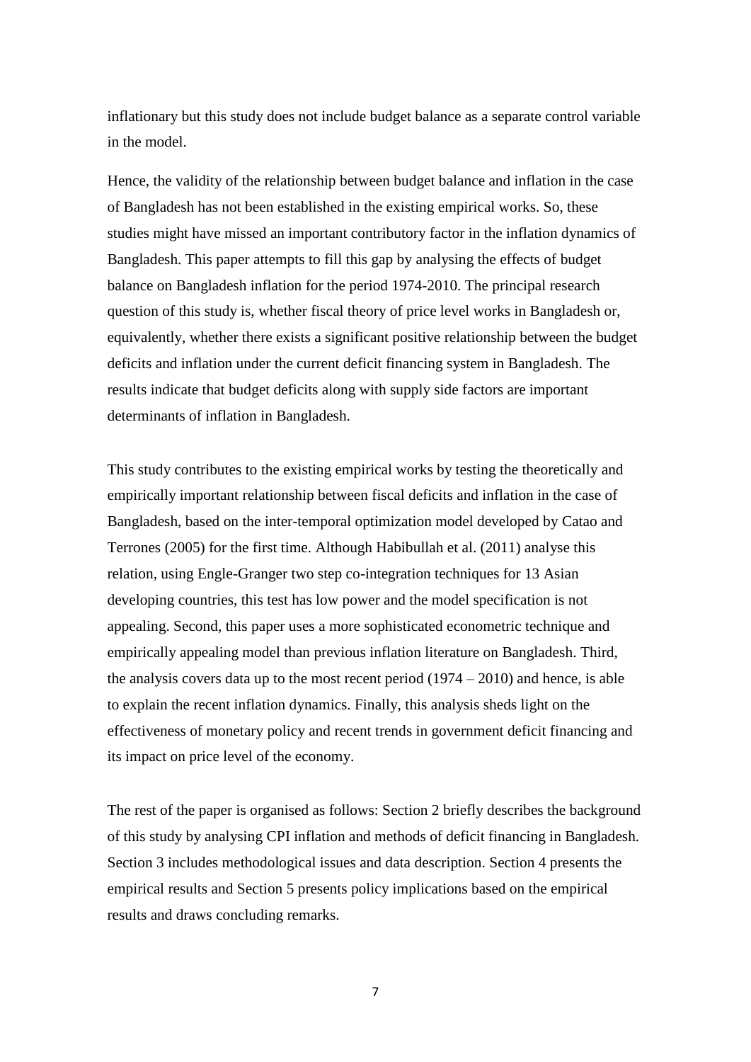inflationary but this study does not include budget balance as a separate control variable in the model.

Hence, the validity of the relationship between budget balance and inflation in the case of Bangladesh has not been established in the existing empirical works. So, these studies might have missed an important contributory factor in the inflation dynamics of Bangladesh. This paper attempts to fill this gap by analysing the effects of budget balance on Bangladesh inflation for the period 1974-2010. The principal research question of this study is, whether fiscal theory of price level works in Bangladesh or, equivalently, whether there exists a significant positive relationship between the budget deficits and inflation under the current deficit financing system in Bangladesh. The results indicate that budget deficits along with supply side factors are important determinants of inflation in Bangladesh.

This study contributes to the existing empirical works by testing the theoretically and empirically important relationship between fiscal deficits and inflation in the case of Bangladesh, based on the inter-temporal optimization model developed by Catao and Terrones (2005) for the first time. Although Habibullah et al. (2011) analyse this relation, using Engle-Granger two step co-integration techniques for 13 Asian developing countries, this test has low power and the model specification is not appealing. Second, this paper uses a more sophisticated econometric technique and empirically appealing model than previous inflation literature on Bangladesh. Third, the analysis covers data up to the most recent period (1974 – 2010) and hence, is able to explain the recent inflation dynamics. Finally, this analysis sheds light on the effectiveness of monetary policy and recent trends in government deficit financing and its impact on price level of the economy.

The rest of the paper is organised as follows: Section 2 briefly describes the background of this study by analysing CPI inflation and methods of deficit financing in Bangladesh. Section 3 includes methodological issues and data description. Section 4 presents the empirical results and Section 5 presents policy implications based on the empirical results and draws concluding remarks.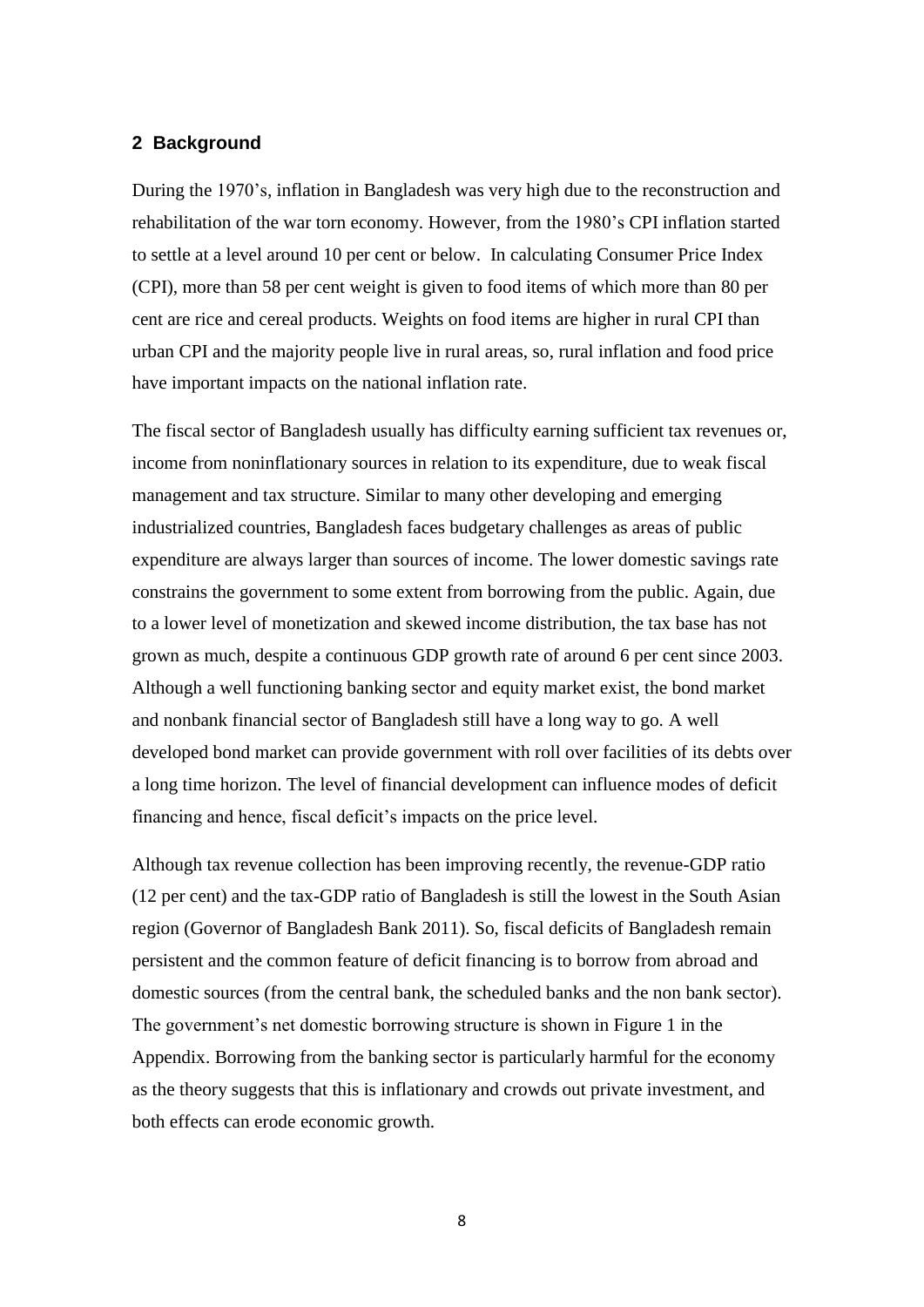## 2 Background

During the 1970's, inflation in Bangladesh was very high due to the reconstruction and rehabilitation of the war torn economy. However, from the 1980's CPI inflation started to settle at a level around 10 per cent or below. In calculating Consumer Price Index (CPI), more than 58 per cent weight is given to food items of which more than 80 per cent are rice and cereal products. Weights on food items are higher in rural CPI than urban CPI and the majority people live in rural areas, so, rural inflation and food price have important impacts on the national inflation rate.

The fiscal sector of Bangladesh usually has difficulty earning sufficient tax revenues or, income from noninflationary sources in relation to its expenditure, due to weak fiscal management and tax structure. Similar to many other developing and emerging industrialized countries, Bangladesh faces budgetary challenges as areas of public expenditure are always larger than sources of income. The lower domestic savings rate constrains the government to some extent from borrowing from the public. Again, due to a lower level of monetization and skewed income distribution, the tax base has not grown as much, despite a continuous GDP growth rate of around 6 per cent since 2003. Although a well functioning banking sector and equity market exist, the bond market and nonbank financial sector of Bangladesh still have a long way to go. A well developed bond market can provide government with roll over facilities of its debts over a long time horizon. The level of financial development can influence modes of deficit financing and hence, fiscal deficit's impacts on the price level.

Although tax revenue collection has been improving recently, the revenue-GDP ratio (12 per cent) and the tax-GDP ratio of Bangladesh is still the lowest in the South Asian region (Governor of Bangladesh Bank 2011). So, fiscal deficits of Bangladesh remain persistent and the common feature of deficit financing is to borrow from abroad and domestic sources (from the central bank, the scheduled banks and the non bank sector). The government's net domestic borrowing structure is shown in Figure 1 in the Appendix. Borrowing from the banking sector is particularly harmful for the economy as the theory suggests that this is inflationary and crowds out private investment, and both effects can erode economic growth.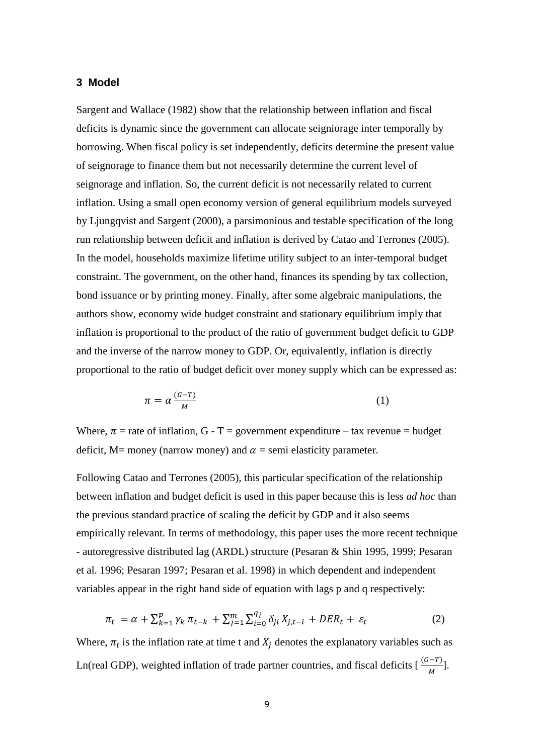## 3 Model

Sargent and Wallace (1982) show that the relationship between inflation and fiscal deficits is dynamic since the government can allocate seigniorage inter temporally by borrowing. When fiscal policy is set independently, deficits determine the present value of seignorage to finance them but not necessarily determine the current level of seignorage and inflation. So, the current deficit is not necessarily related to current inflation. Using a small open economy version of general equilibrium models surveyed by Ljungqvist and Sargent (2000), a parsimonious and testable specification of the long run relationship between deficit and inflation is derived by Catao and Terrones (2005). In the model, households maximize lifetime utility subject to an inter-temporal budget constraint. The government, on the other hand, finances its spending by tax collection, bond issuance or by printing money. Finally, after some algebraic manipulations, the authors show, economy wide budget constraint and stationary equilibrium imply that inflation is proportional to the product of the ratio of government budget deficit to GDP and the inverse of the narrow money to GDP. Or, equivalently, inflation is directly proportional to the ratio of budget deficit over money supply which can be expressed as:

$$\pi = \alpha \frac{(G-T)}{M} \tag{1}$$

Where, $\pi$ = rate of inflation, G - T = government expenditure – tax revenue = budget deficit, M= money (narrow money) and $\alpha$ = semi elasticity parameter.

Following Catao and Terrones (2005), this particular specification of the relationship between inflation and budget deficit is used in this paper because this is less *ad hoc* than the previous standard practice of scaling the deficit by GDP and it also seems empirically relevant. In terms of methodology, this paper uses the more recent technique - autoregressive distributed lag (ARDL) structure (Pesaran & Shin 1995, 1999; Pesaran et al. 1996; Pesaran 1997; Pesaran et al. 1998) in which dependent and independent variables appear in the right hand side of equation with lags p and q respectively:

$$\pi_t = \alpha + \sum_{k=1}^{p} \gamma_k \pi_{t-k} + \sum_{j=1}^{m} \sum_{i=0}^{q_j} \delta_{ji} X_{j,t-i} + DER_t + \varepsilon_t \tag{2}$$

Where, $\pi_t$ is the inflation rate at time t and $X_j$ denotes the explanatory variables such as Ln(real GDP), weighted inflation of trade partner countries, and fiscal deficits [ $\frac{(G-T)}{M}$].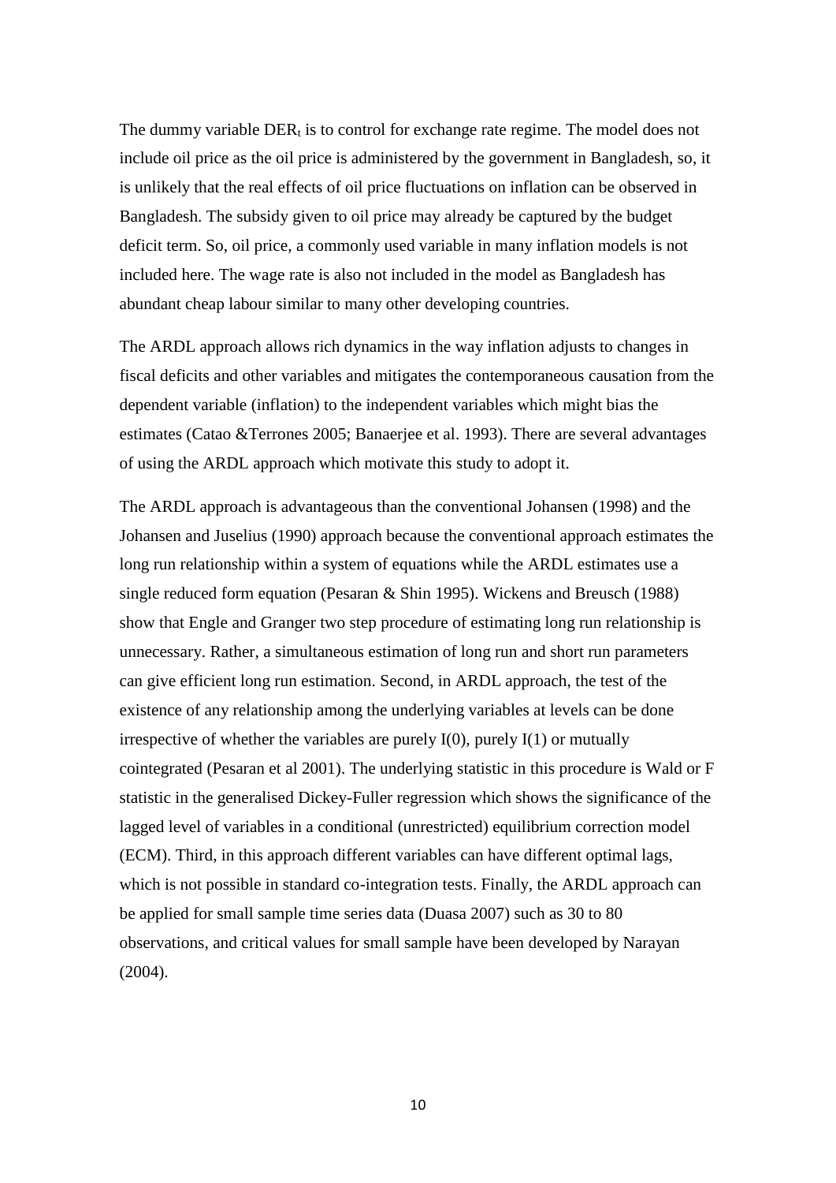The dummy variable $DER_t$ is to control for exchange rate regime. The model does not include oil price as the oil price is administered by the government in Bangladesh, so, it is unlikely that the real effects of oil price fluctuations on inflation can be observed in Bangladesh. The subsidy given to oil price may already be captured by the budget deficit term. So, oil price, a commonly used variable in many inflation models is not included here. The wage rate is also not included in the model as Bangladesh has abundant cheap labour similar to many other developing countries.

The ARDL approach allows rich dynamics in the way inflation adjusts to changes in fiscal deficits and other variables and mitigates the contemporaneous causation from the dependent variable (inflation) to the independent variables which might bias the estimates (Catao &Terrones 2005; Banaerjee et al. 1993). There are several advantages of using the ARDL approach which motivate this study to adopt it.

The ARDL approach is advantageous than the conventional Johansen (1998) and the Johansen and Juselius (1990) approach because the conventional approach estimates the long run relationship within a system of equations while the ARDL estimates use a single reduced form equation (Pesaran & Shin 1995). Wickens and Breusch (1988) show that Engle and Granger two step procedure of estimating long run relationship is unnecessary. Rather, a simultaneous estimation of long run and short run parameters can give efficient long run estimation. Second, in ARDL approach, the test of the existence of any relationship among the underlying variables at levels can be done irrespective of whether the variables are purely I(0), purely I(1) or mutually cointegrated (Pesaran et al 2001). The underlying statistic in this procedure is Wald or F statistic in the generalised Dickey-Fuller regression which shows the significance of the lagged level of variables in a conditional (unrestricted) equilibrium correction model (ECM). Third, in this approach different variables can have different optimal lags, which is not possible in standard co-integration tests. Finally, the ARDL approach can be applied for small sample time series data (Duasa 2007) such as 30 to 80 observations, and critical values for small sample have been developed by Narayan (2004).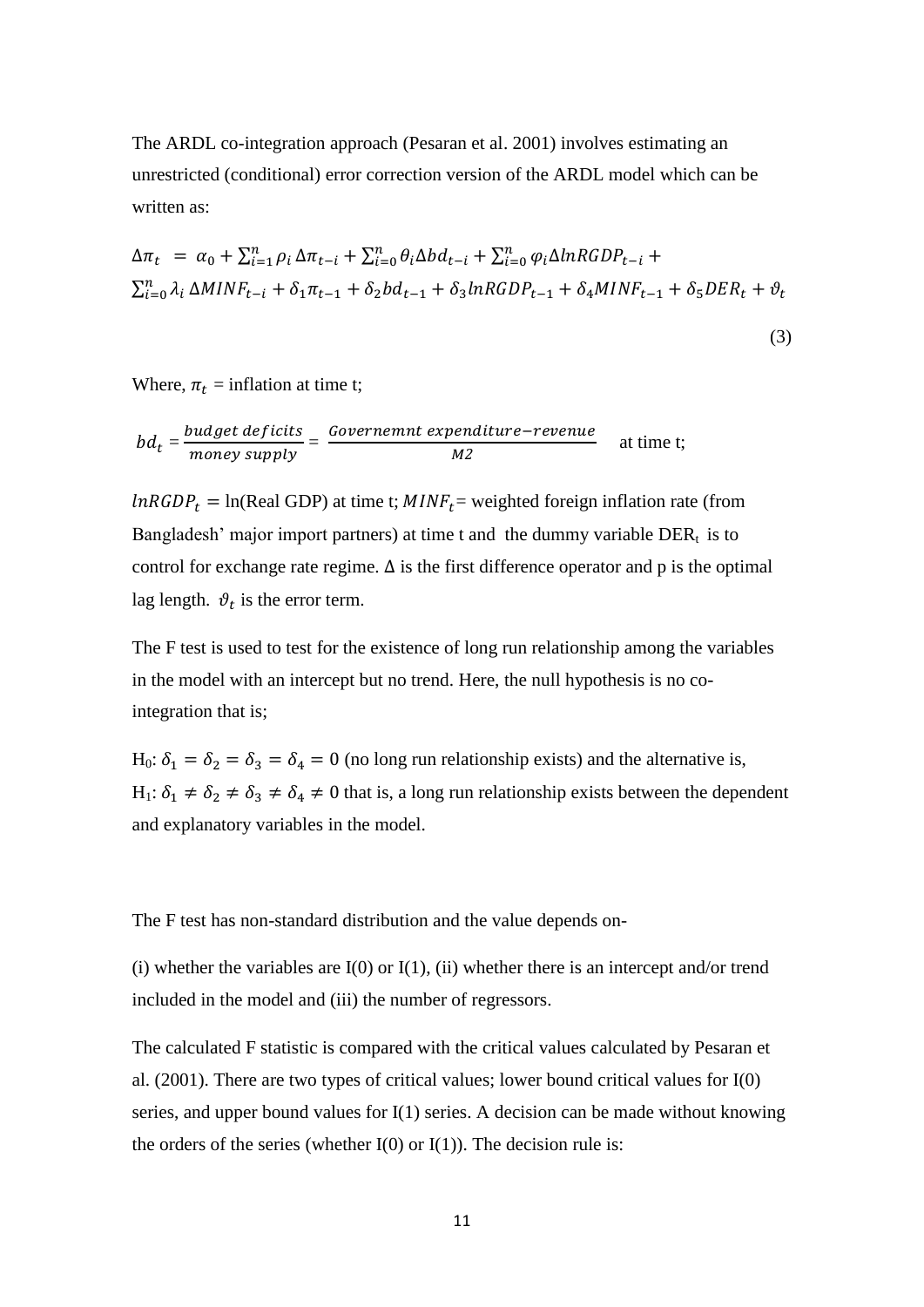The ARDL co-integration approach (Pesaran et al. 2001) involves estimating an unrestricted (conditional) error correction version of the ARDL model which can be written as:

$$\Delta\pi_t = \alpha_0 + \sum_{i=1}^{n} \rho_i \Delta\pi_{t-i} + \sum_{i=0}^{n} \theta_i \Delta bd_{t-i} + \sum_{i=0}^{n} \varphi_i \Delta lnRGDP_{t-i} + \sum_{i=0}^{n} \lambda_i \Delta MINF_{t-i} + \delta_1 \pi_{t-1} + \delta_2 bd_{t-1} + \delta_3 lnRGDP_{t-1} + \delta_4 MINF_{t-1} + \delta_5 DER_t + \vartheta_t \quad (3)$$

Where, $\pi_t$ = inflation at time t;

$bd_t = \frac{budget\ deficits}{money\ supply} = \frac{Governemnt\ expenditure - revenue}{M2}$ at time t;

$lnRGDP_t =$ ln(Real GDP) at time t; $MINF_t$= weighted foreign inflation rate (from Bangladesh' major import partners) at time t and the dummy variable $DER_t$ is to control for exchange rate regime. $\Delta$ is the first difference operator and p is the optimal lag length. $\vartheta_t$ is the error term.

The F test is used to test for the existence of long run relationship among the variables in the model with an intercept but no trend. Here, the null hypothesis is no co-integration that is;

$H_0$: $\delta_1 = \delta_2 = \delta_3 = \delta_4 = 0$ (no long run relationship exists) and the alternative is, $H_1$: $\delta_1 \neq \delta_2 \neq \delta_3 \neq \delta_4 \neq 0$ that is, a long run relationship exists between the dependent and explanatory variables in the model.

The F test has non-standard distribution and the value depends on-

(i) whether the variables are I(0) or I(1), (ii) whether there is an intercept and/or trend included in the model and (iii) the number of regressors.

The calculated F statistic is compared with the critical values calculated by Pesaran et al. (2001). There are two types of critical values; lower bound critical values for I(0) series, and upper bound values for I(1) series. A decision can be made without knowing the orders of the series (whether I(0) or I(1)). The decision rule is: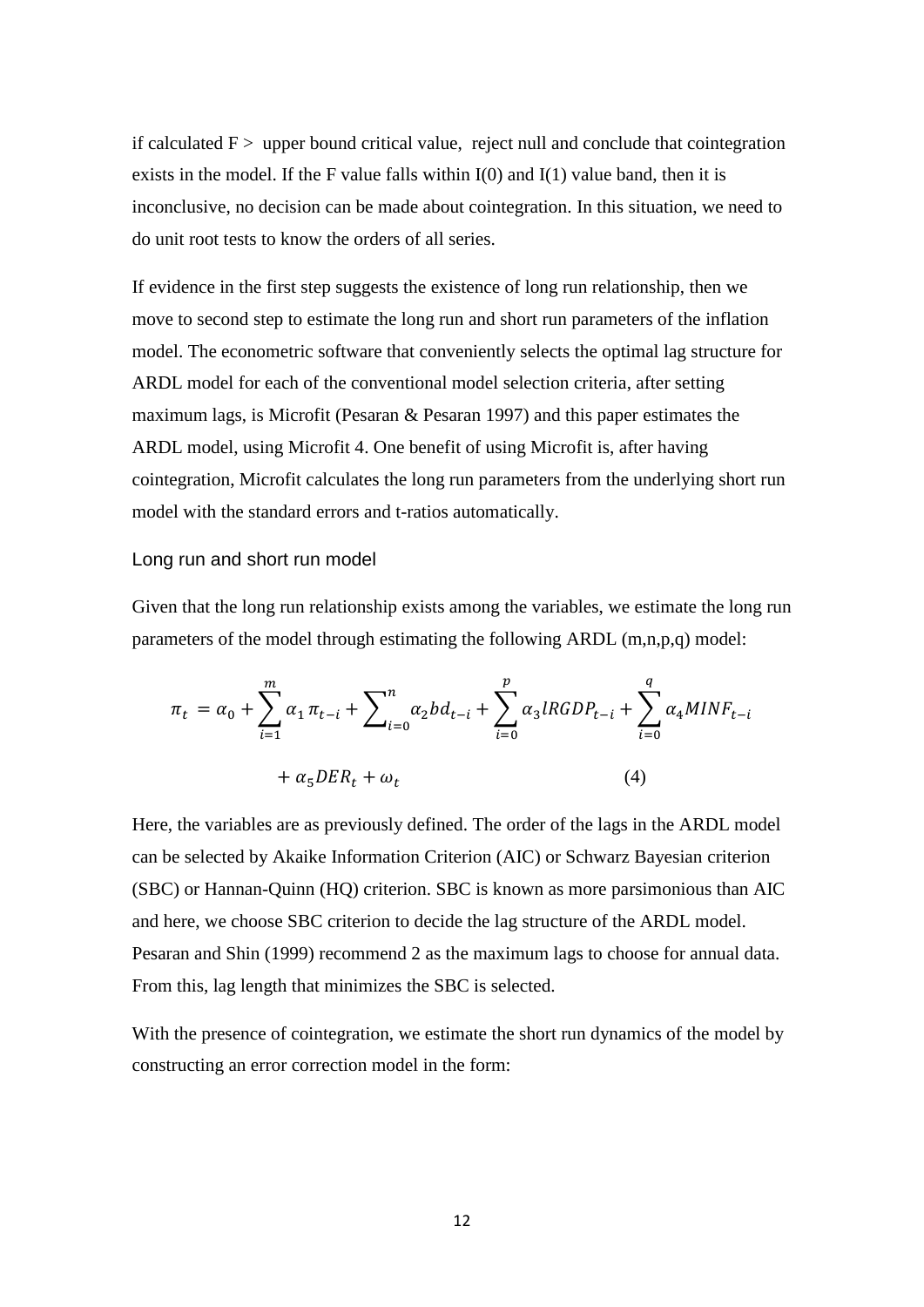if calculated F > upper bound critical value, reject null and conclude that cointegration exists in the model. If the F value falls within I(0) and I(1) value band, then it is inconclusive, no decision can be made about cointegration. In this situation, we need to do unit root tests to know the orders of all series.

If evidence in the first step suggests the existence of long run relationship, then we move to second step to estimate the long run and short run parameters of the inflation model. The econometric software that conveniently selects the optimal lag structure for ARDL model for each of the conventional model selection criteria, after setting maximum lags, is Microfit (Pesaran & Pesaran 1997) and this paper estimates the ARDL model, using Microfit 4. One benefit of using Microfit is, after having cointegration, Microfit calculates the long run parameters from the underlying short run model with the standard errors and t-ratios automatically.

### Long run and short run model

Given that the long run relationship exists among the variables, we estimate the long run parameters of the model through estimating the following ARDL (m,n,p,q) model:

$$\pi_t = \alpha_0 + \sum_{i=1}^{m} \alpha_1 \pi_{t-i} + \sum_{i=0}^{n} \alpha_2 bd_{t-i} + \sum_{i=0}^{p} \alpha_3 lRGDP_{t-i} + \sum_{i=0}^{q} \alpha_4 MINF_{t-i} + \alpha_5 DER_t + \omega_t \qquad (4)$$

Here, the variables are as previously defined. The order of the lags in the ARDL model can be selected by Akaike Information Criterion (AIC) or Schwarz Bayesian criterion (SBC) or Hannan-Quinn (HQ) criterion. SBC is known as more parsimonious than AIC and here, we choose SBC criterion to decide the lag structure of the ARDL model. Pesaran and Shin (1999) recommend 2 as the maximum lags to choose for annual data. From this, lag length that minimizes the SBC is selected.

With the presence of cointegration, we estimate the short run dynamics of the model by constructing an error correction model in the form: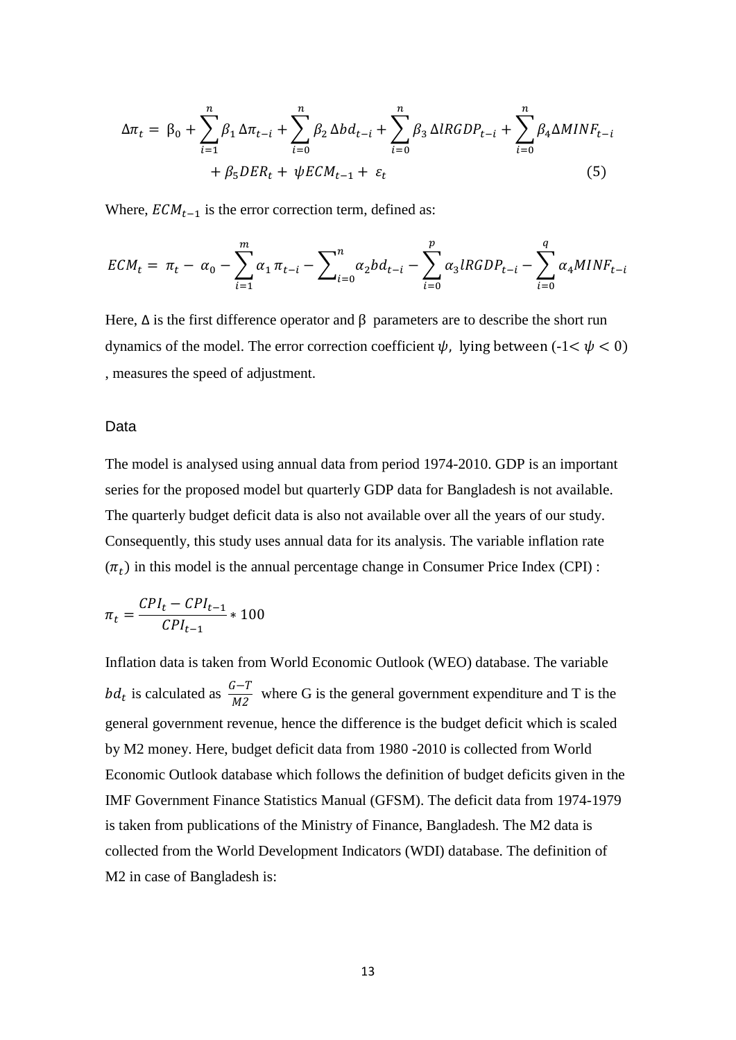$$\Delta\pi_t = \beta_0 + \sum_{i=1}^{n} \beta_1 \Delta\pi_{t-i} + \sum_{i=0}^{n} \beta_2 \Delta bd_{t-i} + \sum_{i=0}^{n} \beta_3 \Delta lRGDP_{t-i} + \sum_{i=0}^{n} \beta_4 \Delta MINF_{t-i} + \beta_5 DER_t + \psi ECM_{t-1} + \varepsilon_t \quad (5)$$

Where, $ECM_{t-1}$ is the error correction term, defined as:

$$ECM_t = \pi_t - \alpha_0 - \sum_{i=1}^{m} \alpha_1 \pi_{t-i} - \sum_{i=0}^{n} \alpha_2 bd_{t-i} - \sum_{i=0}^{p} \alpha_3 lRGDP_{t-i} - \sum_{i=0}^{q} \alpha_4 MINF_{t-i}$$

Here, $\Delta$ is the first difference operator and $\beta$ parameters are to describe the short run dynamics of the model. The error correction coefficient $\psi$, lying between ($-1 < \psi < 0$), measures the speed of adjustment.

### Data

The model is analysed using annual data from period 1974-2010. GDP is an important series for the proposed model but quarterly GDP data for Bangladesh is not available. The quarterly budget deficit data is also not available over all the years of our study. Consequently, this study uses annual data for its analysis. The variable inflation rate ($\pi_t$) in this model is the annual percentage change in Consumer Price Index (CPI) :

$$\pi_t = \frac{CPI_t - CPI_{t-1}}{CPI_{t-1}} * 100$$

Inflation data is taken from World Economic Outlook (WEO) database. The variable $bd_t$ is calculated as $\frac{G-T}{M2}$ where G is the general government expenditure and T is the general government revenue, hence the difference is the budget deficit which is scaled by M2 money. Here, budget deficit data from 1980 -2010 is collected from World Economic Outlook database which follows the definition of budget deficits given in the IMF Government Finance Statistics Manual (GFSM). The deficit data from 1974-1979 is taken from publications of the Ministry of Finance, Bangladesh. The M2 data is collected from the World Development Indicators (WDI) database. The definition of M2 in case of Bangladesh is: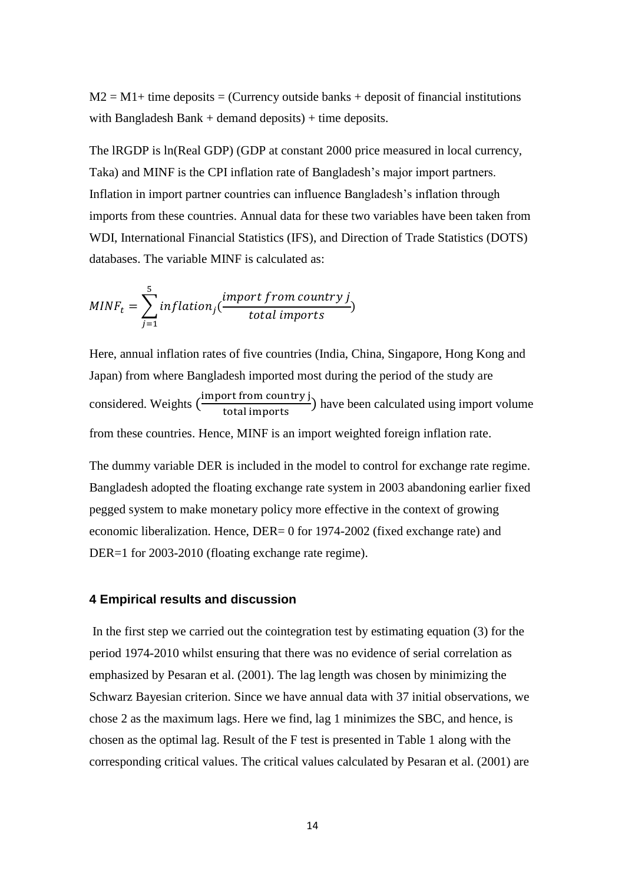M2 = M1+ time deposits = (Currency outside banks + deposit of financial institutions with Bangladesh Bank + demand deposits) + time deposits.

The lRGDP is ln(Real GDP) (GDP at constant 2000 price measured in local currency, Taka) and MINF is the CPI inflation rate of Bangladesh's major import partners. Inflation in import partner countries can influence Bangladesh's inflation through imports from these countries. Annual data for these two variables have been taken from WDI, International Financial Statistics (IFS), and Direction of Trade Statistics (DOTS) databases. The variable MINF is calculated as:

$$MINF_t = \sum_{j=1}^{5} inflation_j \left(\frac{import\ from\ country\ j}{total\ imports}\right)$$

Here, annual inflation rates of five countries (India, China, Singapore, Hong Kong and Japan) from where Bangladesh imported most during the period of the study are considered. Weights $\left(\frac{\text{import from country j}}{\text{total imports}}\right)$ have been calculated using import volume from these countries. Hence, MINF is an import weighted foreign inflation rate.

The dummy variable DER is included in the model to control for exchange rate regime. Bangladesh adopted the floating exchange rate system in 2003 abandoning earlier fixed pegged system to make monetary policy more effective in the context of growing economic liberalization. Hence, DER= 0 for 1974-2002 (fixed exchange rate) and DER=1 for 2003-2010 (floating exchange rate regime).

## 4 Empirical results and discussion

In the first step we carried out the cointegration test by estimating equation (3) for the period 1974-2010 whilst ensuring that there was no evidence of serial correlation as emphasized by Pesaran et al. (2001). The lag length was chosen by minimizing the Schwarz Bayesian criterion. Since we have annual data with 37 initial observations, we chose 2 as the maximum lags. Here we find, lag 1 minimizes the SBC, and hence, is chosen as the optimal lag. Result of the F test is presented in Table 1 along with the corresponding critical values. The critical values calculated by Pesaran et al. (2001) are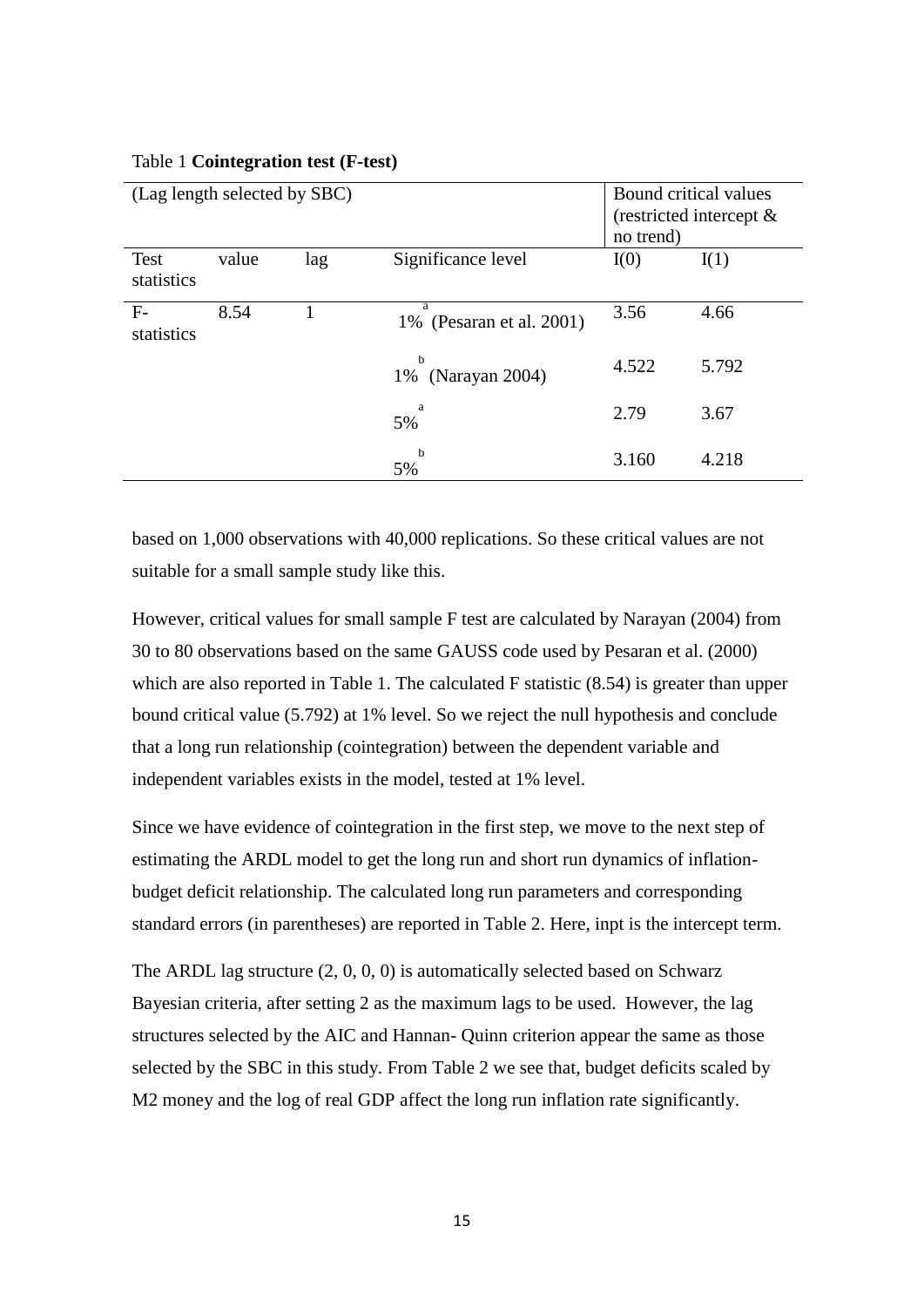Table 1 **Cointegration test (F-test)**

| (Lag length selected by SBC) | | | | Bound critical values (restricted intercept & no trend) | |
|---|---|---|---|---|---|
| Test statistics | value | lag | Significance level | I(0) | I(1) |
| F-statistics | 8.54 | 1 | 1% [a] (Pesaran et al. 2001) | 3.56 | 4.66 |
| | | | 1% [b] (Narayan 2004) | 4.522 | 5.792 |
| | | | 5% [a] | 2.79 | 3.67 |
| | | | 5% [b] | 3.160 | 4.218 |

based on 1,000 observations with 40,000 replications. So these critical values are not suitable for a small sample study like this.

However, critical values for small sample F test are calculated by Narayan (2004) from 30 to 80 observations based on the same GAUSS code used by Pesaran et al. (2000) which are also reported in Table 1. The calculated F statistic (8.54) is greater than upper bound critical value (5.792) at 1% level. So we reject the null hypothesis and conclude that a long run relationship (cointegration) between the dependent variable and independent variables exists in the model, tested at 1% level.

Since we have evidence of cointegration in the first step, we move to the next step of estimating the ARDL model to get the long run and short run dynamics of inflation-budget deficit relationship. The calculated long run parameters and corresponding standard errors (in parentheses) are reported in Table 2. Here, inpt is the intercept term.

The ARDL lag structure (2, 0, 0, 0) is automatically selected based on Schwarz Bayesian criteria, after setting 2 as the maximum lags to be used. However, the lag structures selected by the AIC and Hannan- Quinn criterion appear the same as those selected by the SBC in this study. From Table 2 we see that, budget deficits scaled by M2 money and the log of real GDP affect the long run inflation rate significantly.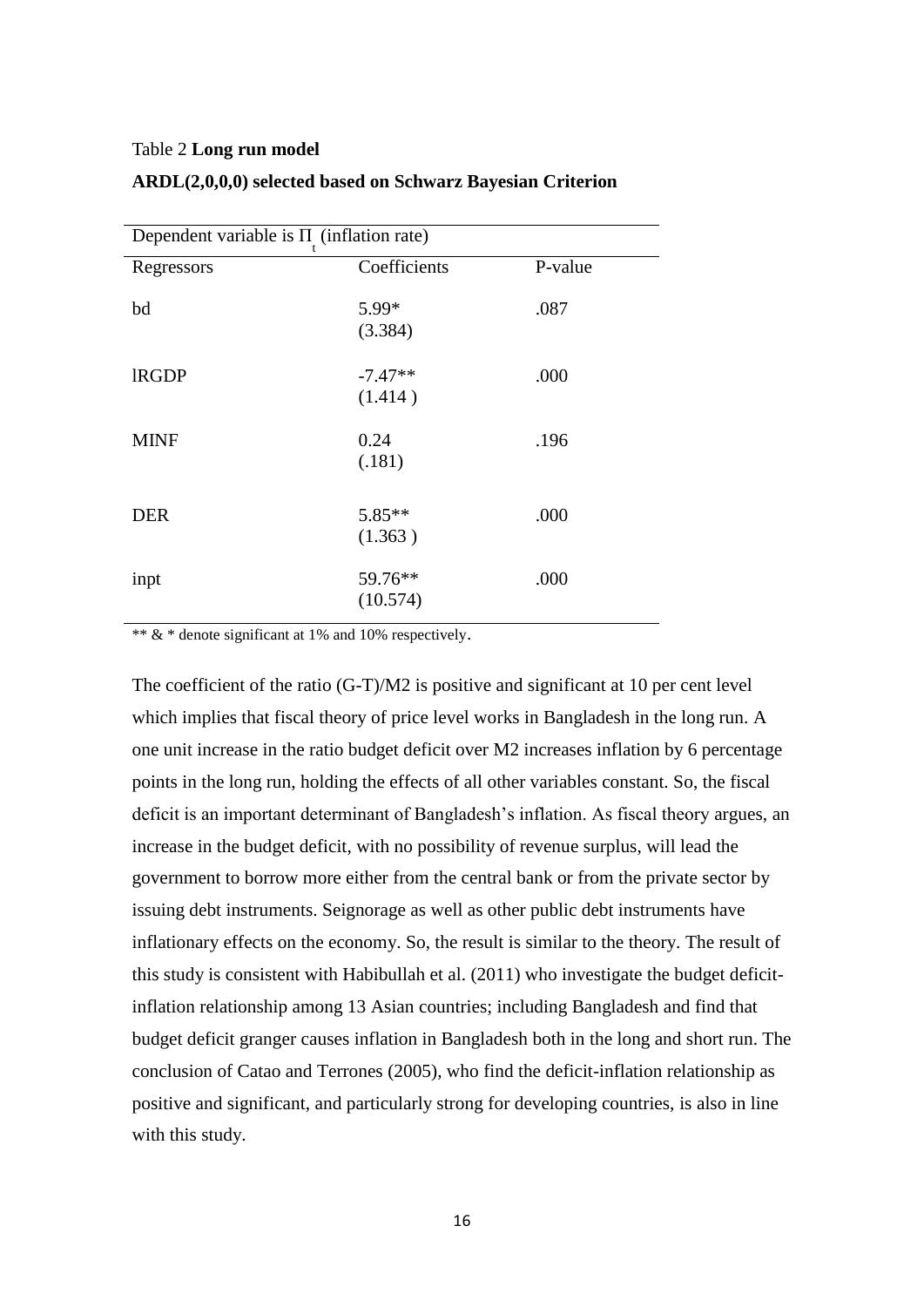Table 2 **Long run model**

**ARDL(2,0,0,0) selected based on Schwarz Bayesian Criterion**

| Dependent variable is $\Pi_t$ (inflation rate) | | |
|---|---|---|
| Regressors | Coefficients | P-value |
| bd | 5.99* (3.384) | .087 |
| lRGDP | -7.47** (1.414 ) | .000 |
| MINF | 0.24 (.181) | .196 |
| DER | 5.85** (1.363 ) | .000 |
| inpt | 59.76** (10.574) | .000 |

** & * denote significant at 1% and 10% respectively.

The coefficient of the ratio (G-T)/M2 is positive and significant at 10 per cent level which implies that fiscal theory of price level works in Bangladesh in the long run. A one unit increase in the ratio budget deficit over M2 increases inflation by 6 percentage points in the long run, holding the effects of all other variables constant. So, the fiscal deficit is an important determinant of Bangladesh's inflation. As fiscal theory argues, an increase in the budget deficit, with no possibility of revenue surplus, will lead the government to borrow more either from the central bank or from the private sector by issuing debt instruments. Seignorage as well as other public debt instruments have inflationary effects on the economy. So, the result is similar to the theory. The result of this study is consistent with Habibullah et al. (2011) who investigate the budget deficit-inflation relationship among 13 Asian countries; including Bangladesh and find that budget deficit granger causes inflation in Bangladesh both in the long and short run. The conclusion of Catao and Terrones (2005), who find the deficit-inflation relationship as positive and significant, and particularly strong for developing countries, is also in line with this study.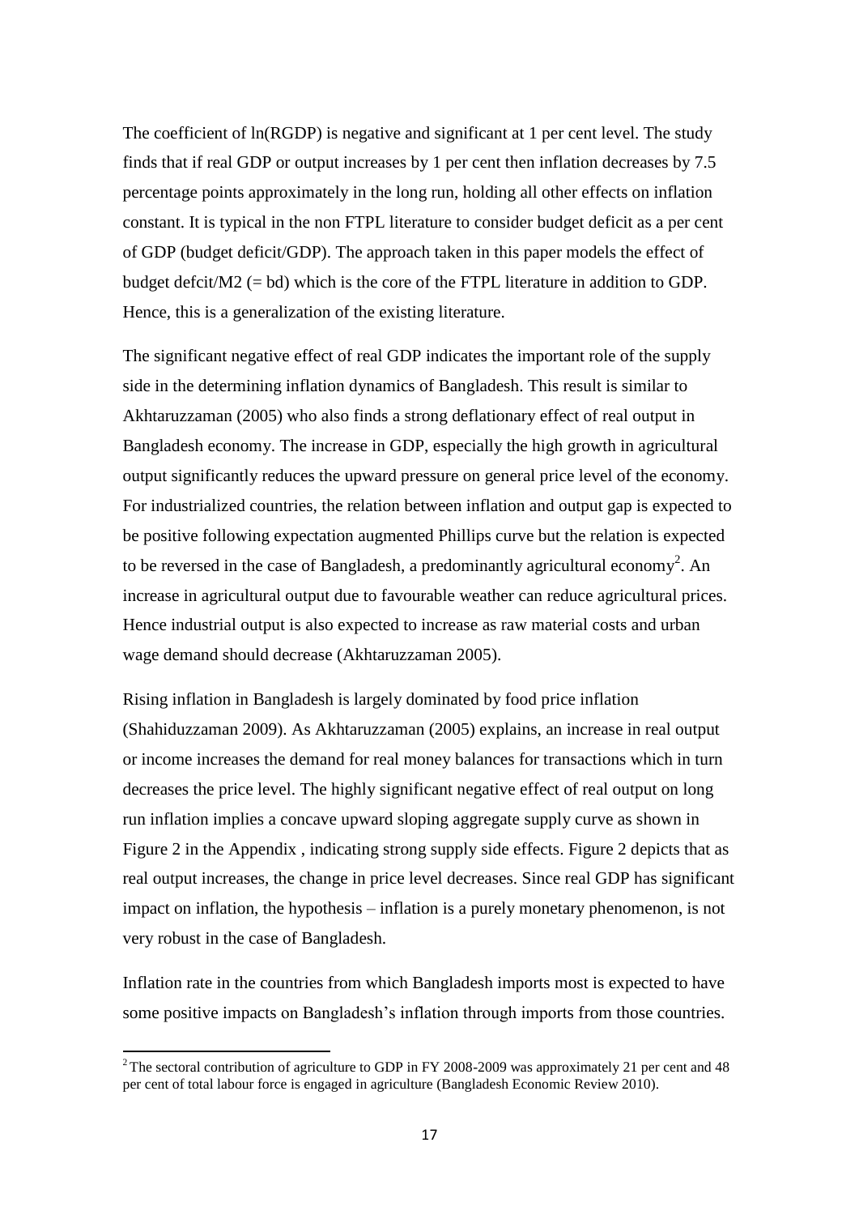The coefficient of ln(RGDP) is negative and significant at 1 per cent level. The study finds that if real GDP or output increases by 1 per cent then inflation decreases by 7.5 percentage points approximately in the long run, holding all other effects on inflation constant. It is typical in the non FTPL literature to consider budget deficit as a per cent of GDP (budget deficit/GDP). The approach taken in this paper models the effect of budget defcit/M2 (= bd) which is the core of the FTPL literature in addition to GDP. Hence, this is a generalization of the existing literature.

The significant negative effect of real GDP indicates the important role of the supply side in the determining inflation dynamics of Bangladesh. This result is similar to Akhtaruzzaman (2005) who also finds a strong deflationary effect of real output in Bangladesh economy. The increase in GDP, especially the high growth in agricultural output significantly reduces the upward pressure on general price level of the economy. For industrialized countries, the relation between inflation and output gap is expected to be positive following expectation augmented Phillips curve but the relation is expected to be reversed in the case of Bangladesh, a predominantly agricultural economy[2]. An increase in agricultural output due to favourable weather can reduce agricultural prices. Hence industrial output is also expected to increase as raw material costs and urban wage demand should decrease (Akhtaruzzaman 2005).

Rising inflation in Bangladesh is largely dominated by food price inflation (Shahiduzzaman 2009). As Akhtaruzzaman (2005) explains, an increase in real output or income increases the demand for real money balances for transactions which in turn decreases the price level. The highly significant negative effect of real output on long run inflation implies a concave upward sloping aggregate supply curve as shown in Figure 2 in the Appendix , indicating strong supply side effects. Figure 2 depicts that as real output increases, the change in price level decreases. Since real GDP has significant impact on inflation, the hypothesis – inflation is a purely monetary phenomenon, is not very robust in the case of Bangladesh.

Inflation rate in the countries from which Bangladesh imports most is expected to have some positive impacts on Bangladesh's inflation through imports from those countries.

---

[2] The sectoral contribution of agriculture to GDP in FY 2008-2009 was approximately 21 per cent and 48 per cent of total labour force is engaged in agriculture (Bangladesh Economic Review 2010).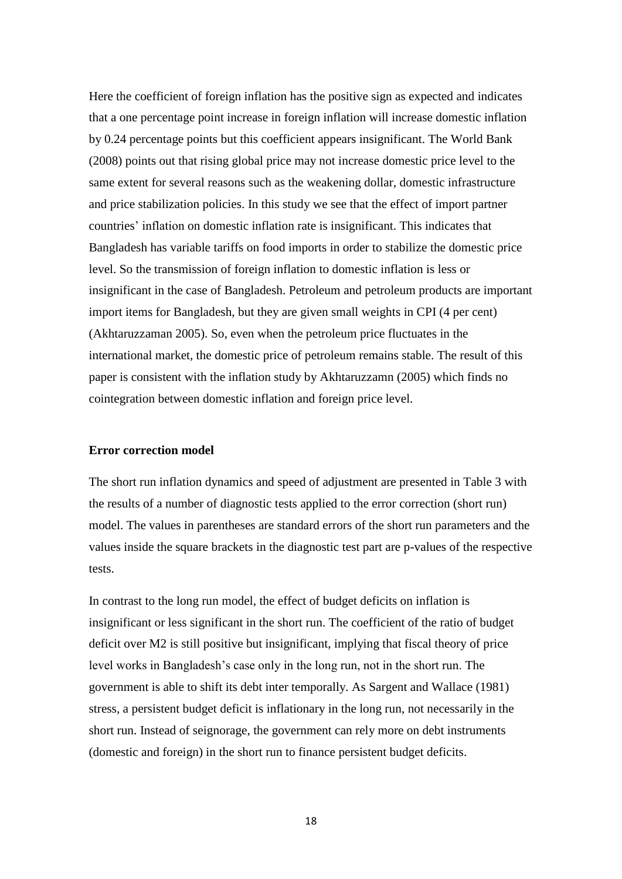Here the coefficient of foreign inflation has the positive sign as expected and indicates that a one percentage point increase in foreign inflation will increase domestic inflation by 0.24 percentage points but this coefficient appears insignificant. The World Bank (2008) points out that rising global price may not increase domestic price level to the same extent for several reasons such as the weakening dollar, domestic infrastructure and price stabilization policies. In this study we see that the effect of import partner countries' inflation on domestic inflation rate is insignificant. This indicates that Bangladesh has variable tariffs on food imports in order to stabilize the domestic price level. So the transmission of foreign inflation to domestic inflation is less or insignificant in the case of Bangladesh. Petroleum and petroleum products are important import items for Bangladesh, but they are given small weights in CPI (4 per cent) (Akhtaruzzaman 2005). So, even when the petroleum price fluctuates in the international market, the domestic price of petroleum remains stable. The result of this paper is consistent with the inflation study by Akhtaruzzamn (2005) which finds no cointegration between domestic inflation and foreign price level.

**Error correction model**

The short run inflation dynamics and speed of adjustment are presented in Table 3 with the results of a number of diagnostic tests applied to the error correction (short run) model. The values in parentheses are standard errors of the short run parameters and the values inside the square brackets in the diagnostic test part are p-values of the respective tests.

In contrast to the long run model, the effect of budget deficits on inflation is insignificant or less significant in the short run. The coefficient of the ratio of budget deficit over M2 is still positive but insignificant, implying that fiscal theory of price level works in Bangladesh's case only in the long run, not in the short run. The government is able to shift its debt inter temporally. As Sargent and Wallace (1981) stress, a persistent budget deficit is inflationary in the long run, not necessarily in the short run. Instead of seignorage, the government can rely more on debt instruments (domestic and foreign) in the short run to finance persistent budget deficits.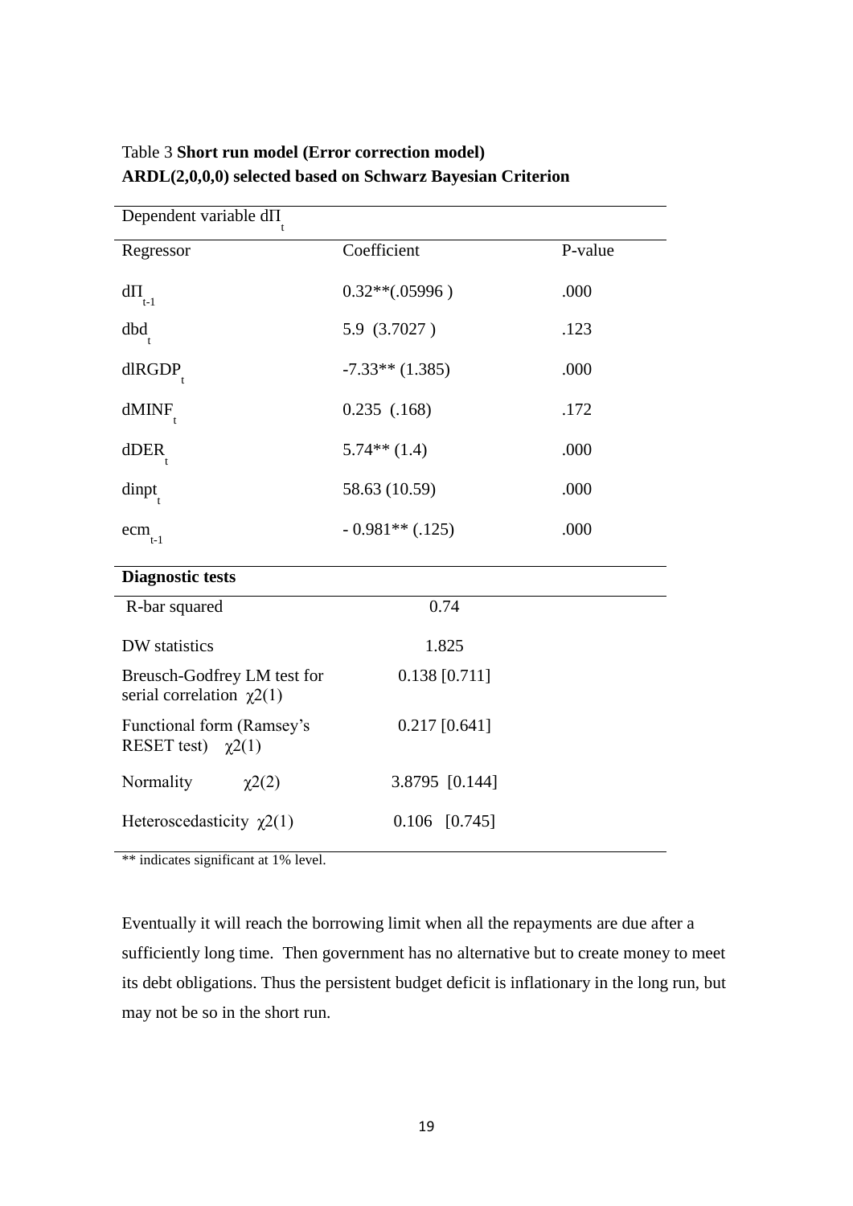Table 3 **Short run model (Error correction model) ARDL(2,0,0,0) selected based on Schwarz Bayesian Criterion**

| Dependent variable $d\Pi_t$ | | |
|---|---|---|
| Regressor | Coefficient | P-value |
| $d\Pi_{t-1}$ | 0.32**(.05996 ) | .000 |
| $dbd_t$ | 5.9 (3.7027 ) | .123 |
| $dlRGDP_t$ | -7.33** (1.385) | .000 |
| $dMINF_t$ | 0.235 (.168) | .172 |
| $dDER_t$ | 5.74** (1.4) | .000 |
| $dinpt_t$ | 58.63 (10.59) | .000 |
| $ecm_{t-1}$ | - 0.981** (.125) | .000 |
| **Diagnostic tests** | | |
| R-bar squared | 0.74 | |
| DW statistics | 1.825 | |
| Breusch-Godfrey LM test for serial correlation $\chi2(1)$ | 0.138 [0.711] | |
| Functional form (Ramsey's RESET test) $\chi2(1)$ | 0.217 [0.641] | |
| Normality $\chi2(2)$ | 3.8795 [0.144] | |
| Heteroscedasticity $\chi2(1)$ | 0.106 [0.745] | |

** indicates significant at 1% level.

Eventually it will reach the borrowing limit when all the repayments are due after a sufficiently long time. Then government has no alternative but to create money to meet its debt obligations. Thus the persistent budget deficit is inflationary in the long run, but may not be so in the short run.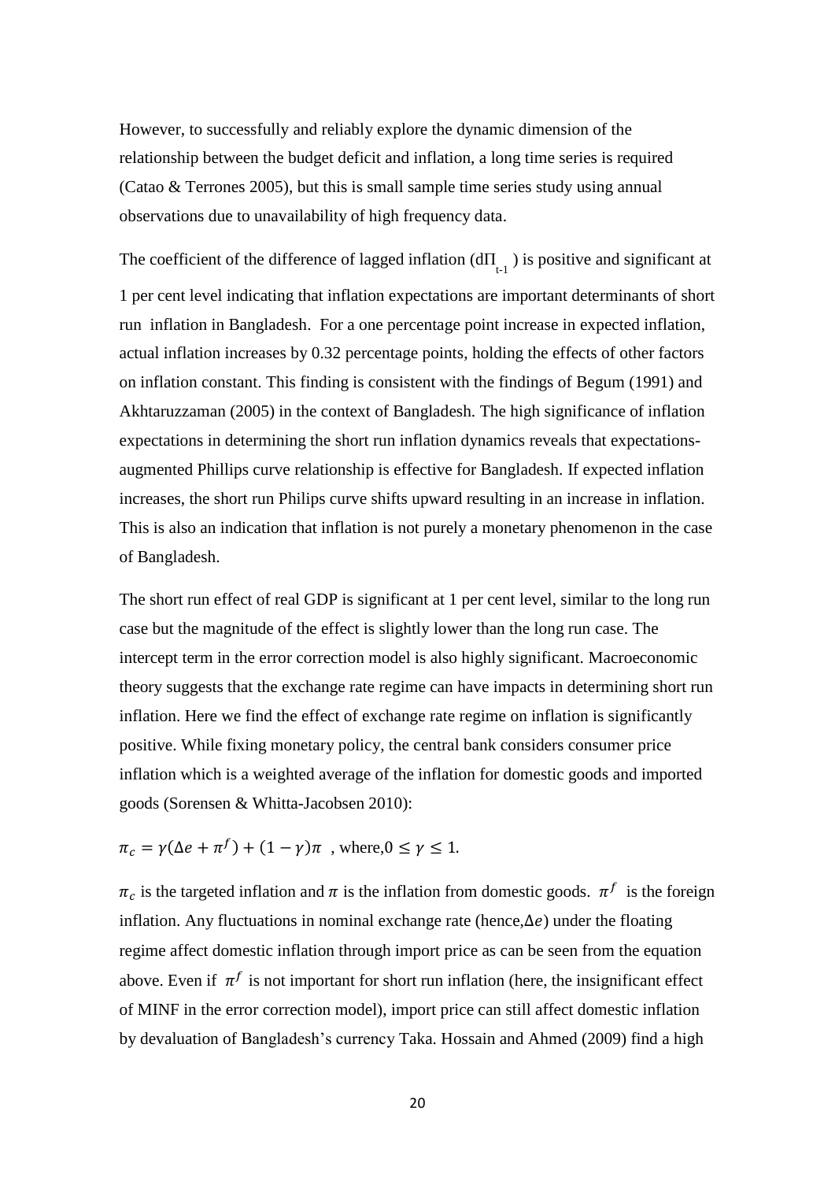However, to successfully and reliably explore the dynamic dimension of the relationship between the budget deficit and inflation, a long time series is required (Catao & Terrones 2005), but this is small sample time series study using annual observations due to unavailability of high frequency data.

The coefficient of the difference of lagged inflation ($d\Pi_{t-1}$) is positive and significant at 1 per cent level indicating that inflation expectations are important determinants of short run inflation in Bangladesh. For a one percentage point increase in expected inflation, actual inflation increases by 0.32 percentage points, holding the effects of other factors on inflation constant. This finding is consistent with the findings of Begum (1991) and Akhtaruzzaman (2005) in the context of Bangladesh. The high significance of inflation expectations in determining the short run inflation dynamics reveals that expectations-augmented Phillips curve relationship is effective for Bangladesh. If expected inflation increases, the short run Philips curve shifts upward resulting in an increase in inflation. This is also an indication that inflation is not purely a monetary phenomenon in the case of Bangladesh.

The short run effect of real GDP is significant at 1 per cent level, similar to the long run case but the magnitude of the effect is slightly lower than the long run case. The intercept term in the error correction model is also highly significant. Macroeconomic theory suggests that the exchange rate regime can have impacts in determining short run inflation. Here we find the effect of exchange rate regime on inflation is significantly positive. While fixing monetary policy, the central bank considers consumer price inflation which is a weighted average of the inflation for domestic goods and imported goods (Sorensen & Whitta-Jacobsen 2010):

$$\pi_c = \gamma(\Delta e + \pi^f) + (1-\gamma)\pi \ \text{, where,} 0 \leq \gamma \leq 1.$$

$\pi_c$ is the targeted inflation and $\pi$ is the inflation from domestic goods. $\pi^f$ is the foreign inflation. Any fluctuations in nominal exchange rate (hence,$\Delta e$) under the floating regime affect domestic inflation through import price as can be seen from the equation above. Even if $\pi^f$ is not important for short run inflation (here, the insignificant effect of MINF in the error correction model), import price can still affect domestic inflation by devaluation of Bangladesh's currency Taka. Hossain and Ahmed (2009) find a high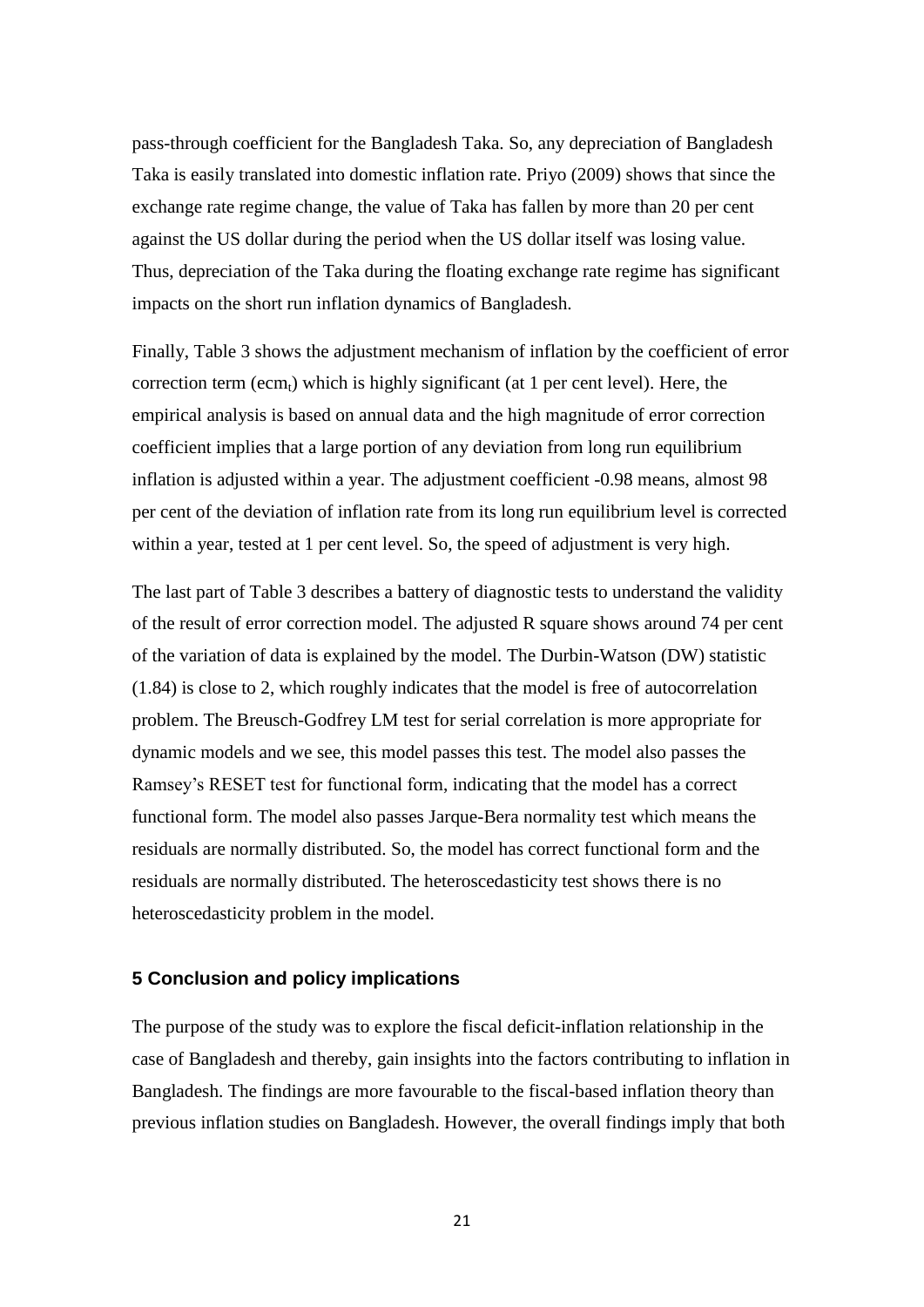pass-through coefficient for the Bangladesh Taka. So, any depreciation of Bangladesh Taka is easily translated into domestic inflation rate. Priyo (2009) shows that since the exchange rate regime change, the value of Taka has fallen by more than 20 per cent against the US dollar during the period when the US dollar itself was losing value. Thus, depreciation of the Taka during the floating exchange rate regime has significant impacts on the short run inflation dynamics of Bangladesh.

Finally, Table 3 shows the adjustment mechanism of inflation by the coefficient of error correction term ($ecm_t$) which is highly significant (at 1 per cent level). Here, the empirical analysis is based on annual data and the high magnitude of error correction coefficient implies that a large portion of any deviation from long run equilibrium inflation is adjusted within a year. The adjustment coefficient -0.98 means, almost 98 per cent of the deviation of inflation rate from its long run equilibrium level is corrected within a year, tested at 1 per cent level. So, the speed of adjustment is very high.

The last part of Table 3 describes a battery of diagnostic tests to understand the validity of the result of error correction model. The adjusted R square shows around 74 per cent of the variation of data is explained by the model. The Durbin-Watson (DW) statistic (1.84) is close to 2, which roughly indicates that the model is free of autocorrelation problem. The Breusch-Godfrey LM test for serial correlation is more appropriate for dynamic models and we see, this model passes this test. The model also passes the Ramsey's RESET test for functional form, indicating that the model has a correct functional form. The model also passes Jarque-Bera normality test which means the residuals are normally distributed. So, the model has correct functional form and the residuals are normally distributed. The heteroscedasticity test shows there is no heteroscedasticity problem in the model.

## 5 Conclusion and policy implications

The purpose of the study was to explore the fiscal deficit-inflation relationship in the case of Bangladesh and thereby, gain insights into the factors contributing to inflation in Bangladesh. The findings are more favourable to the fiscal-based inflation theory than previous inflation studies on Bangladesh. However, the overall findings imply that both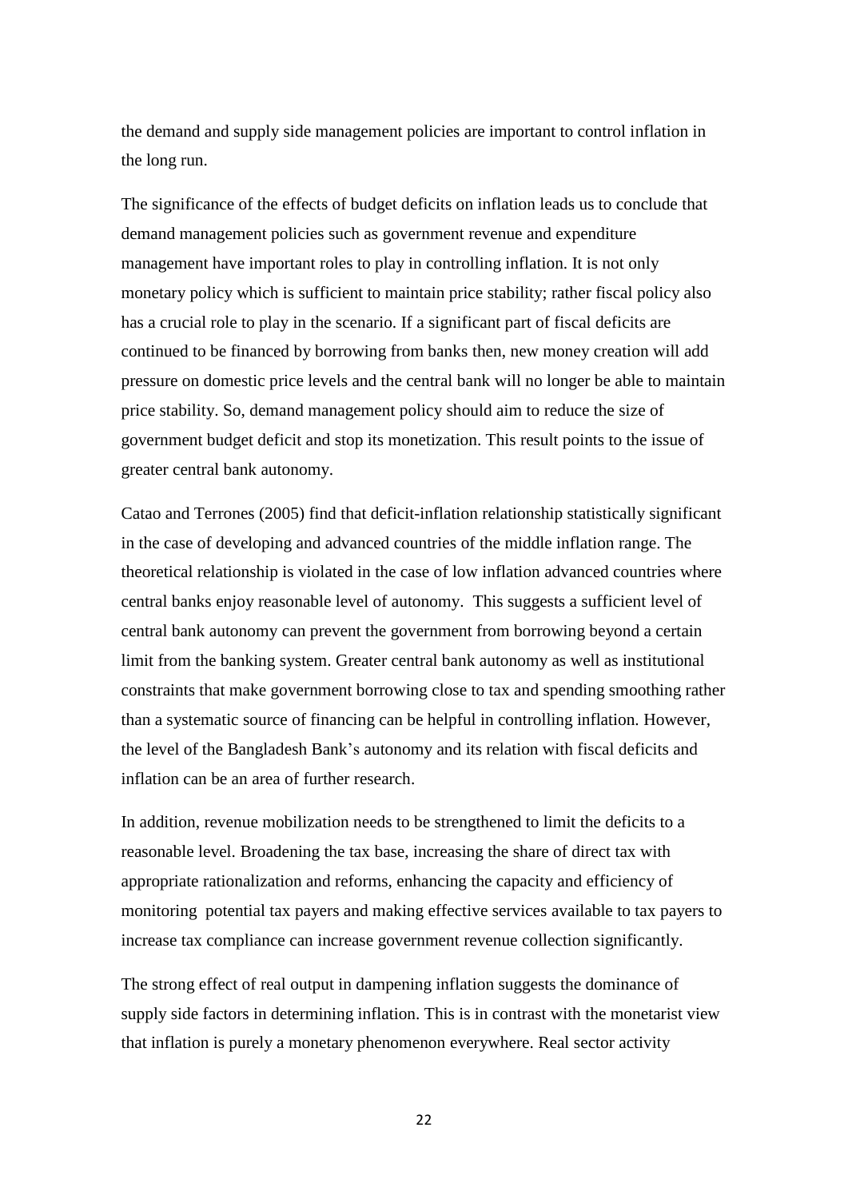the demand and supply side management policies are important to control inflation in the long run.

The significance of the effects of budget deficits on inflation leads us to conclude that demand management policies such as government revenue and expenditure management have important roles to play in controlling inflation. It is not only monetary policy which is sufficient to maintain price stability; rather fiscal policy also has a crucial role to play in the scenario. If a significant part of fiscal deficits are continued to be financed by borrowing from banks then, new money creation will add pressure on domestic price levels and the central bank will no longer be able to maintain price stability. So, demand management policy should aim to reduce the size of government budget deficit and stop its monetization. This result points to the issue of greater central bank autonomy.

Catao and Terrones (2005) find that deficit-inflation relationship statistically significant in the case of developing and advanced countries of the middle inflation range. The theoretical relationship is violated in the case of low inflation advanced countries where central banks enjoy reasonable level of autonomy. This suggests a sufficient level of central bank autonomy can prevent the government from borrowing beyond a certain limit from the banking system. Greater central bank autonomy as well as institutional constraints that make government borrowing close to tax and spending smoothing rather than a systematic source of financing can be helpful in controlling inflation. However, the level of the Bangladesh Bank's autonomy and its relation with fiscal deficits and inflation can be an area of further research.

In addition, revenue mobilization needs to be strengthened to limit the deficits to a reasonable level. Broadening the tax base, increasing the share of direct tax with appropriate rationalization and reforms, enhancing the capacity and efficiency of monitoring potential tax payers and making effective services available to tax payers to increase tax compliance can increase government revenue collection significantly.

The strong effect of real output in dampening inflation suggests the dominance of supply side factors in determining inflation. This is in contrast with the monetarist view that inflation is purely a monetary phenomenon everywhere. Real sector activity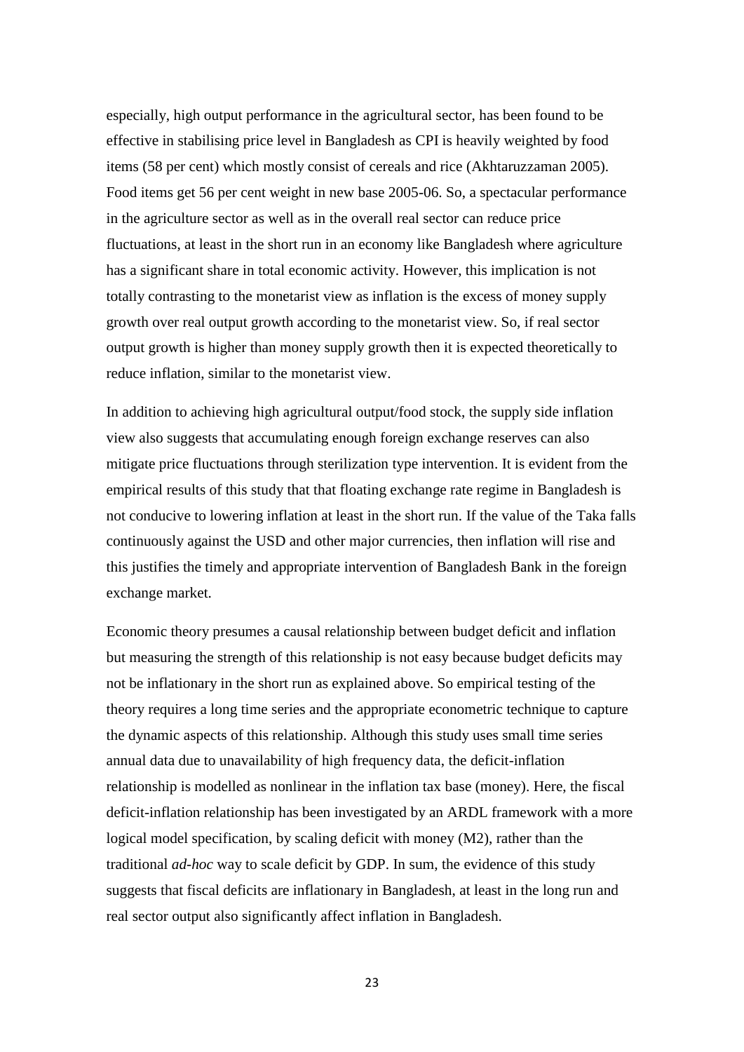especially, high output performance in the agricultural sector, has been found to be effective in stabilising price level in Bangladesh as CPI is heavily weighted by food items (58 per cent) which mostly consist of cereals and rice (Akhtaruzzaman 2005). Food items get 56 per cent weight in new base 2005-06. So, a spectacular performance in the agriculture sector as well as in the overall real sector can reduce price fluctuations, at least in the short run in an economy like Bangladesh where agriculture has a significant share in total economic activity. However, this implication is not totally contrasting to the monetarist view as inflation is the excess of money supply growth over real output growth according to the monetarist view. So, if real sector output growth is higher than money supply growth then it is expected theoretically to reduce inflation, similar to the monetarist view.

In addition to achieving high agricultural output/food stock, the supply side inflation view also suggests that accumulating enough foreign exchange reserves can also mitigate price fluctuations through sterilization type intervention. It is evident from the empirical results of this study that that floating exchange rate regime in Bangladesh is not conducive to lowering inflation at least in the short run. If the value of the Taka falls continuously against the USD and other major currencies, then inflation will rise and this justifies the timely and appropriate intervention of Bangladesh Bank in the foreign exchange market.

Economic theory presumes a causal relationship between budget deficit and inflation but measuring the strength of this relationship is not easy because budget deficits may not be inflationary in the short run as explained above. So empirical testing of the theory requires a long time series and the appropriate econometric technique to capture the dynamic aspects of this relationship. Although this study uses small time series annual data due to unavailability of high frequency data, the deficit-inflation relationship is modelled as nonlinear in the inflation tax base (money). Here, the fiscal deficit-inflation relationship has been investigated by an ARDL framework with a more logical model specification, by scaling deficit with money (M2), rather than the traditional *ad-hoc* way to scale deficit by GDP. In sum, the evidence of this study suggests that fiscal deficits are inflationary in Bangladesh, at least in the long run and real sector output also significantly affect inflation in Bangladesh.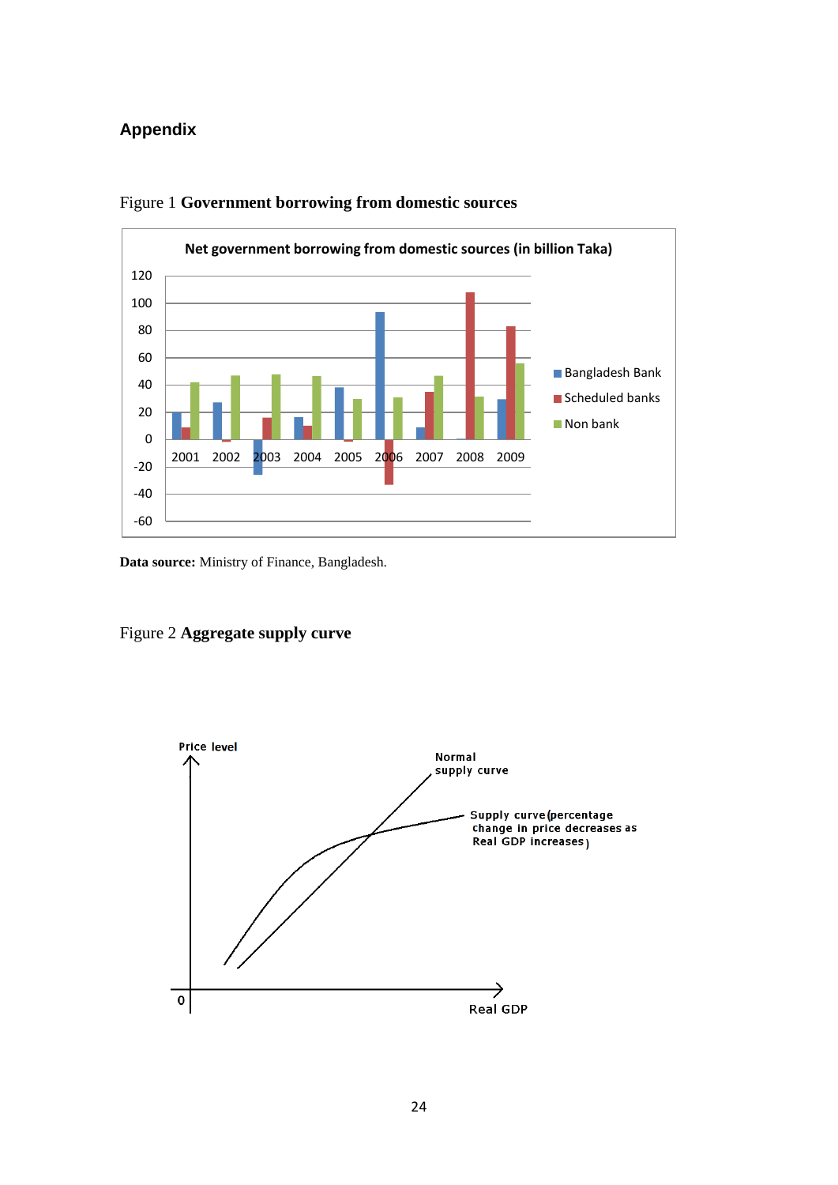## Appendix

Figure 1 **Government borrowing from domestic sources**

**Data source:** Ministry of Finance, Bangladesh.

Figure 2 **Aggregate supply curve**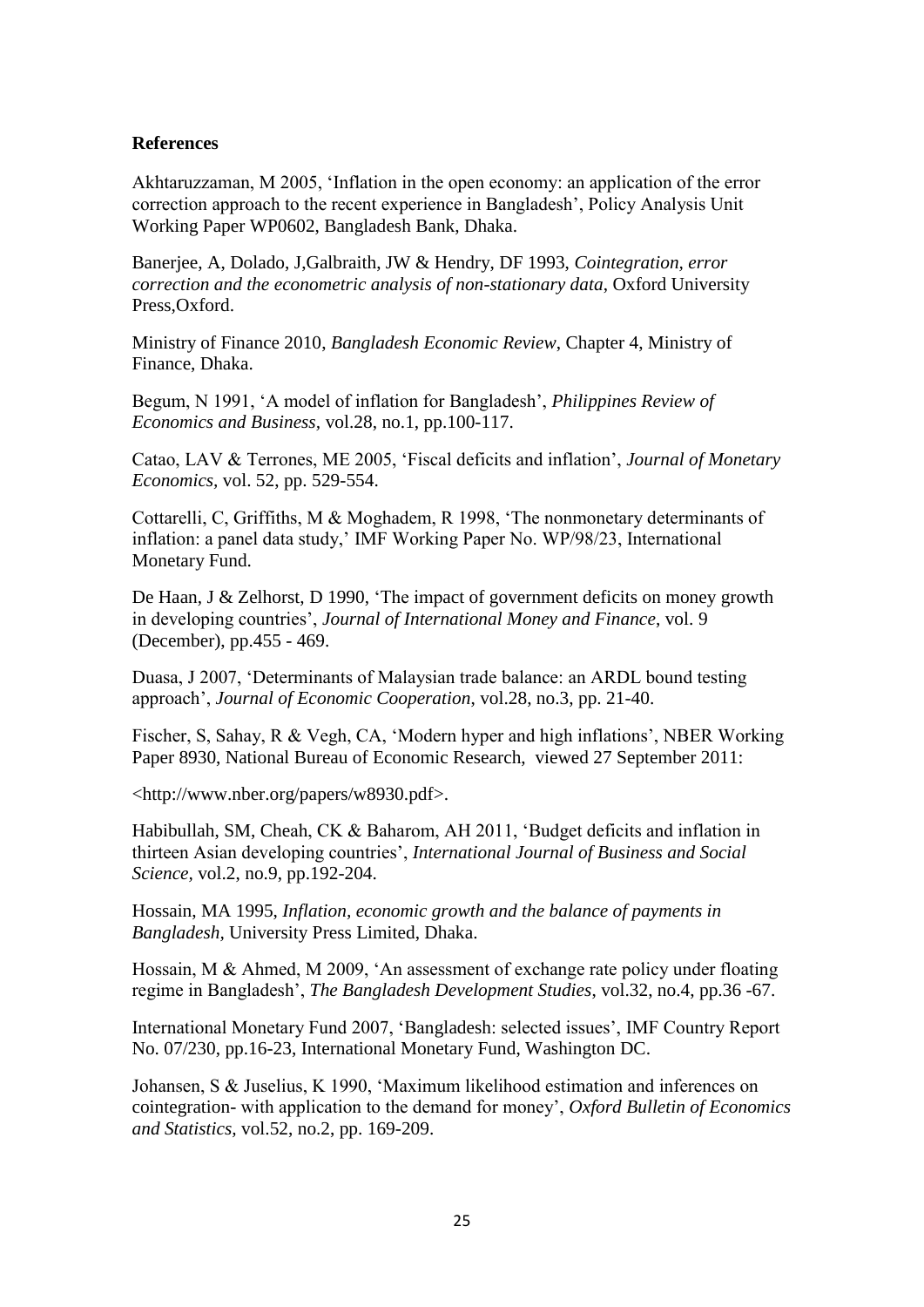**References**

Akhtaruzzaman, M 2005, 'Inflation in the open economy: an application of the error correction approach to the recent experience in Bangladesh', Policy Analysis Unit Working Paper WP0602, Bangladesh Bank, Dhaka.

Banerjee, A, Dolado, J,Galbraith, JW & Hendry, DF 1993, *Cointegration, error correction and the econometric analysis of non-stationary data*, Oxford University Press,Oxford.

Ministry of Finance 2010, *Bangladesh Economic Review*, Chapter 4, Ministry of Finance, Dhaka.

Begum, N 1991, 'A model of inflation for Bangladesh', *Philippines Review of Economics and Business*, vol.28, no.1, pp.100-117.

Catao, LAV & Terrones, ME 2005, 'Fiscal deficits and inflation', *Journal of Monetary Economics*, vol. 52, pp. 529-554.

Cottarelli, C, Griffiths, M & Moghadem, R 1998, 'The nonmonetary determinants of inflation: a panel data study,' IMF Working Paper No. WP/98/23, International Monetary Fund.

De Haan, J & Zelhorst, D 1990, 'The impact of government deficits on money growth in developing countries', *Journal of International Money and Finance*, vol. 9 (December), pp.455 - 469.

Duasa, J 2007, 'Determinants of Malaysian trade balance: an ARDL bound testing approach', *Journal of Economic Cooperation*, vol.28, no.3, pp. 21-40.

Fischer, S, Sahay, R & Vegh, CA, 'Modern hyper and high inflations', NBER Working Paper 8930, National Bureau of Economic Research, viewed 27 September 2011:

<http://www.nber.org/papers/w8930.pdf>.

Habibullah, SM, Cheah, CK & Baharom, AH 2011, 'Budget deficits and inflation in thirteen Asian developing countries', *International Journal of Business and Social Science*, vol.2, no.9, pp.192-204.

Hossain, MA 1995, *Inflation, economic growth and the balance of payments in Bangladesh*, University Press Limited, Dhaka.

Hossain, M & Ahmed, M 2009, 'An assessment of exchange rate policy under floating regime in Bangladesh', *The Bangladesh Development Studies*, vol.32, no.4, pp.36 -67.

International Monetary Fund 2007, 'Bangladesh: selected issues', IMF Country Report No. 07/230, pp.16-23, International Monetary Fund, Washington DC.

Johansen, S & Juselius, K 1990, 'Maximum likelihood estimation and inferences on cointegration- with application to the demand for money', *Oxford Bulletin of Economics and Statistics*, vol.52, no.2, pp. 169-209.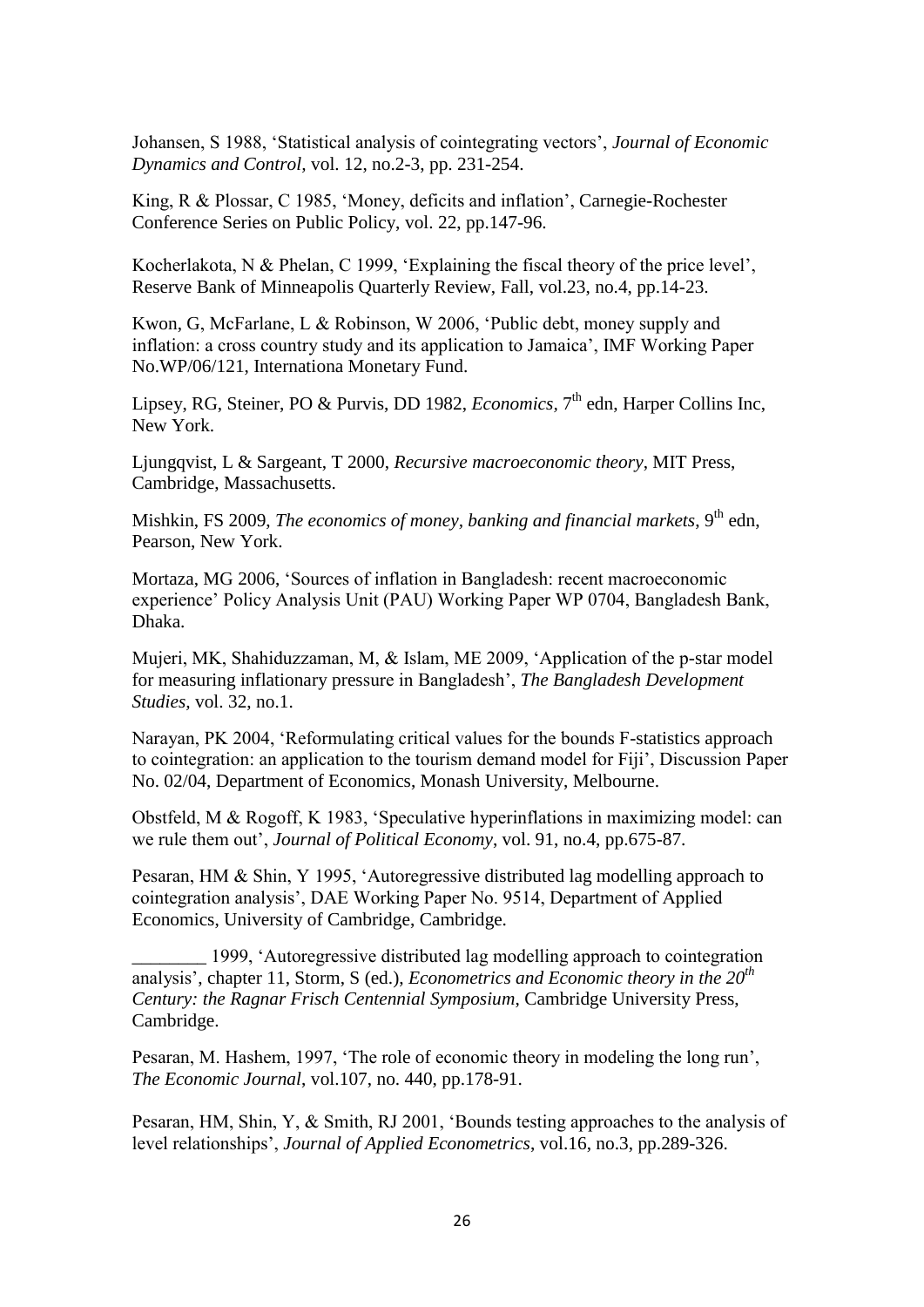Johansen, S 1988, 'Statistical analysis of cointegrating vectors', *Journal of Economic Dynamics and Control*, vol. 12, no.2-3, pp. 231-254.

King, R & Plossar, C 1985, 'Money, deficits and inflation', Carnegie-Rochester Conference Series on Public Policy, vol. 22, pp.147-96.

Kocherlakota, N & Phelan, C 1999, 'Explaining the fiscal theory of the price level', Reserve Bank of Minneapolis Quarterly Review, Fall, vol.23, no.4, pp.14-23.

Kwon, G, McFarlane, L & Robinson, W 2006, 'Public debt, money supply and inflation: a cross country study and its application to Jamaica', IMF Working Paper No.WP/06/121, Internationa Monetary Fund.

Lipsey, RG, Steiner, PO & Purvis, DD 1982, *Economics*, 7th edn, Harper Collins Inc, New York.

Ljungqvist, L & Sargeant, T 2000, *Recursive macroeconomic theory*, MIT Press, Cambridge, Massachusetts.

Mishkin, FS 2009, *The economics of money, banking and financial markets*, 9th edn, Pearson, New York.

Mortaza, MG 2006, 'Sources of inflation in Bangladesh: recent macroeconomic experience' Policy Analysis Unit (PAU) Working Paper WP 0704, Bangladesh Bank, Dhaka.

Mujeri, MK, Shahiduzzaman, M, & Islam, ME 2009, 'Application of the p-star model for measuring inflationary pressure in Bangladesh', *The Bangladesh Development Studies*, vol. 32, no.1.

Narayan, PK 2004, 'Reformulating critical values for the bounds F-statistics approach to cointegration: an application to the tourism demand model for Fiji', Discussion Paper No. 02/04, Department of Economics, Monash University, Melbourne.

Obstfeld, M & Rogoff, K 1983, 'Speculative hyperinflations in maximizing model: can we rule them out', *Journal of Political Economy*, vol. 91, no.4, pp.675-87.

Pesaran, HM & Shin, Y 1995, 'Autoregressive distributed lag modelling approach to cointegration analysis', DAE Working Paper No. 9514, Department of Applied Economics, University of Cambridge, Cambridge.

________ 1999, 'Autoregressive distributed lag modelling approach to cointegration analysis', chapter 11, Storm, S (ed.), *Econometrics and Economic theory in the 20th Century: the Ragnar Frisch Centennial Symposium*, Cambridge University Press, Cambridge.

Pesaran, M. Hashem, 1997, 'The role of economic theory in modeling the long run', *The Economic Journal*, vol.107, no. 440, pp.178-91.

Pesaran, HM, Shin, Y, & Smith, RJ 2001, 'Bounds testing approaches to the analysis of level relationships', *Journal of Applied Econometrics*, vol.16, no.3, pp.289-326.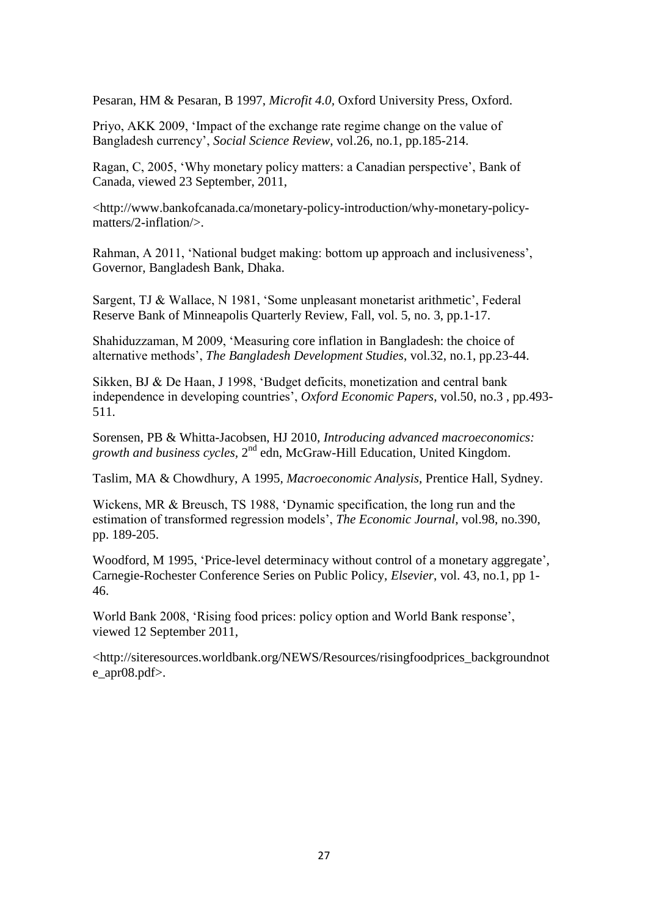Pesaran, HM & Pesaran, B 1997, *Microfit 4.0,* Oxford University Press, Oxford.

Priyo, AKK 2009, 'Impact of the exchange rate regime change on the value of Bangladesh currency', *Social Science Review*, vol.26, no.1, pp.185-214.

Ragan, C, 2005, 'Why monetary policy matters: a Canadian perspective', Bank of Canada, viewed 23 September, 2011,

<http://www.bankofcanada.ca/monetary-policy-introduction/why-monetary-policy-matters/2-inflation/>.

Rahman, A 2011, 'National budget making: bottom up approach and inclusiveness', Governor, Bangladesh Bank, Dhaka.

Sargent, TJ & Wallace, N 1981, 'Some unpleasant monetarist arithmetic', Federal Reserve Bank of Minneapolis Quarterly Review, Fall, vol. 5, no. 3, pp.1-17.

Shahiduzzaman, M 2009, 'Measuring core inflation in Bangladesh: the choice of alternative methods', *The Bangladesh Development Studies*, vol.32, no.1, pp.23-44.

Sikken, BJ & De Haan, J 1998, 'Budget deficits, monetization and central bank independence in developing countries', *Oxford Economic Papers*, vol.50, no.3 , pp.493-511.

Sorensen, PB & Whitta-Jacobsen, HJ 2010, *Introducing advanced macroeconomics: growth and business cycles,* 2nd edn, McGraw-Hill Education, United Kingdom.

Taslim, MA & Chowdhury, A 1995, *Macroeconomic Analysis,* Prentice Hall, Sydney.

Wickens, MR & Breusch, TS 1988, 'Dynamic specification, the long run and the estimation of transformed regression models', *The Economic Journal*, vol.98, no.390, pp. 189-205.

Woodford, M 1995, 'Price-level determinacy without control of a monetary aggregate', Carnegie-Rochester Conference Series on Public Policy, *Elsevier*, vol. 43, no.1, pp 1-46.

World Bank 2008, 'Rising food prices: policy option and World Bank response', viewed 12 September 2011,

<http://siteresources.worldbank.org/NEWS/Resources/risingfoodprices_backgroundnote_apr08.pdf>.